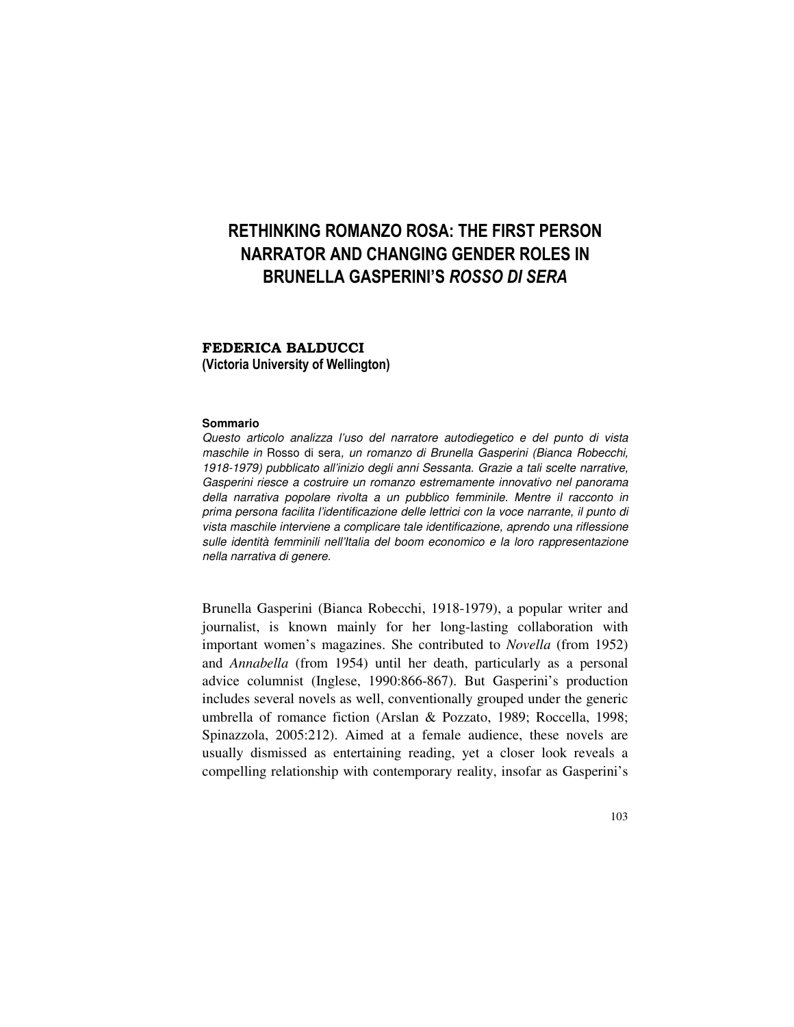# RETHINKING ROMANZO ROSA: THE FIRST PERSON NARRATOR AND CHANGING GENDER ROLES IN BRUNELLA GASPERINI'S *ROSSO DI SERA*

**FEDERICA BALDUCCI**
**(Victoria University of Wellington)**

**Sommario**

*Questo articolo analizza l'uso del narratore autodiegetico e del punto di vista maschile in* Rosso di sera*, un romanzo di Brunella Gasperini (Bianca Robecchi, 1918-1979) pubblicato all'inizio degli anni Sessanta. Grazie a tali scelte narrative, Gasperini riesce a costruire un romanzo estremamente innovativo nel panorama della narrativa popolare rivolta a un pubblico femminile. Mentre il racconto in prima persona facilita l'identificazione delle lettrici con la voce narrante, il punto di vista maschile interviene a complicare tale identificazione, aprendo una riflessione sulle identità femminili nell'Italia del boom economico e la loro rappresentazione nella narrativa di genere.*

Brunella Gasperini (Bianca Robecchi, 1918-1979), a popular writer and journalist, is known mainly for her long-lasting collaboration with important women's magazines. She contributed to *Novella* (from 1952) and *Annabella* (from 1954) until her death, particularly as a personal advice columnist (Inglese, 1990:866-867). But Gasperini's production includes several novels as well, conventionally grouped under the generic umbrella of romance fiction (Arslan & Pozzato, 1989; Roccella, 1998; Spinazzola, 2005:212). Aimed at a female audience, these novels are usually dismissed as entertaining reading, yet a closer look reveals a compelling relationship with contemporary reality, insofar as Gasperini's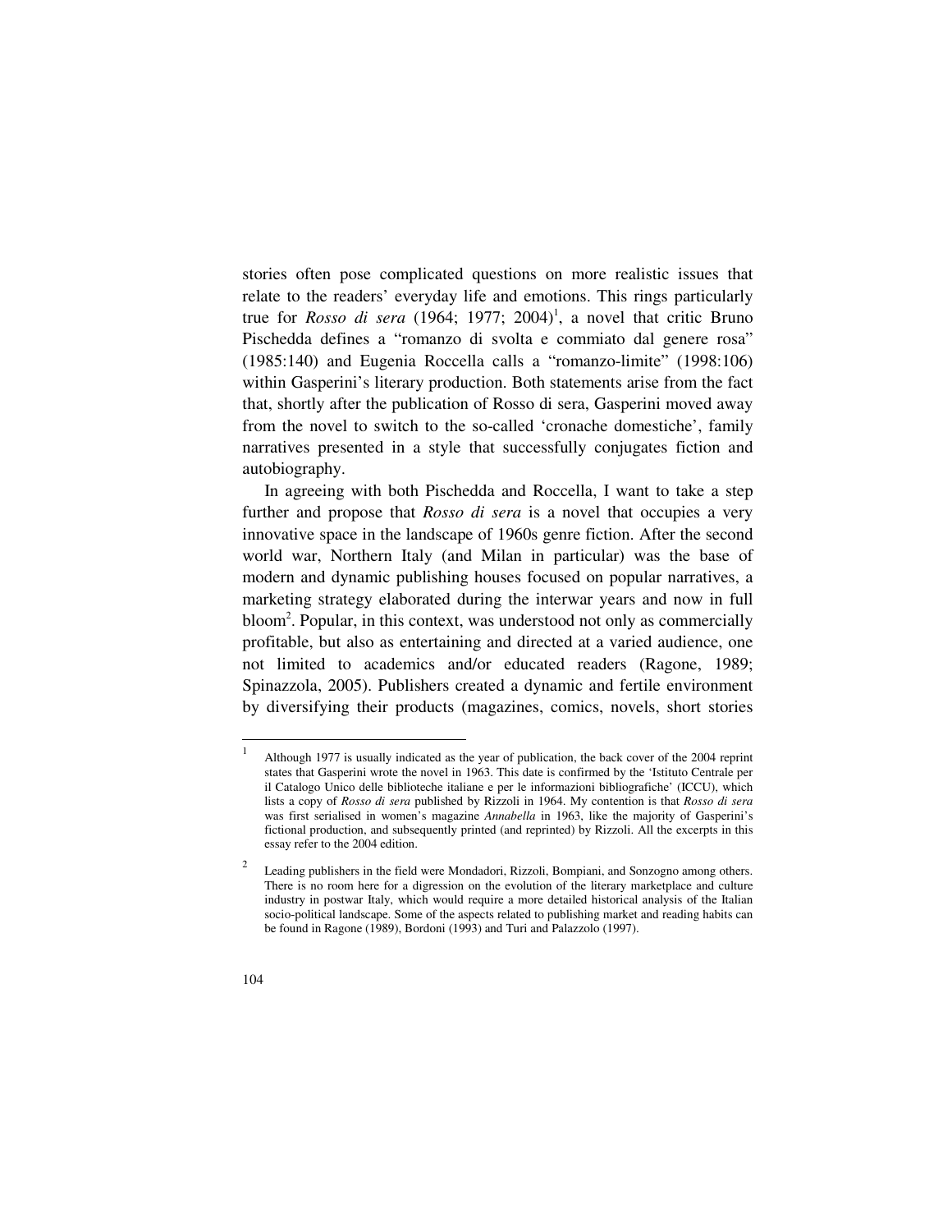stories often pose complicated questions on more realistic issues that relate to the readers' everyday life and emotions. This rings particularly true for *Rosso di sera* (1964; 1977; 2004)[1], a novel that critic Bruno Pischedda defines a "romanzo di svolta e commiato dal genere rosa" (1985:140) and Eugenia Roccella calls a "romanzo-limite" (1998:106) within Gasperini's literary production. Both statements arise from the fact that, shortly after the publication of Rosso di sera, Gasperini moved away from the novel to switch to the so-called 'cronache domestiche', family narratives presented in a style that successfully conjugates fiction and autobiography.

In agreeing with both Pischedda and Roccella, I want to take a step further and propose that *Rosso di sera* is a novel that occupies a very innovative space in the landscape of 1960s genre fiction. After the second world war, Northern Italy (and Milan in particular) was the base of modern and dynamic publishing houses focused on popular narratives, a marketing strategy elaborated during the interwar years and now in full bloom[2]. Popular, in this context, was understood not only as commercially profitable, but also as entertaining and directed at a varied audience, one not limited to academics and/or educated readers (Ragone, 1989; Spinazzola, 2005). Publishers created a dynamic and fertile environment by diversifying their products (magazines, comics, novels, short stories

---

[1] Although 1977 is usually indicated as the year of publication, the back cover of the 2004 reprint states that Gasperini wrote the novel in 1963. This date is confirmed by the 'Istituto Centrale per il Catalogo Unico delle biblioteche italiane e per le informazioni bibliografiche' (ICCU), which lists a copy of *Rosso di sera* published by Rizzoli in 1964. My contention is that *Rosso di sera* was first serialised in women's magazine *Annabella* in 1963, like the majority of Gasperini's fictional production, and subsequently printed (and reprinted) by Rizzoli. All the excerpts in this essay refer to the 2004 edition.

[2] Leading publishers in the field were Mondadori, Rizzoli, Bompiani, and Sonzogno among others. There is no room here for a digression on the evolution of the literary marketplace and culture industry in postwar Italy, which would require a more detailed historical analysis of the Italian socio-political landscape. Some of the aspects related to publishing market and reading habits can be found in Ragone (1989), Bordoni (1993) and Turi and Palazzolo (1997).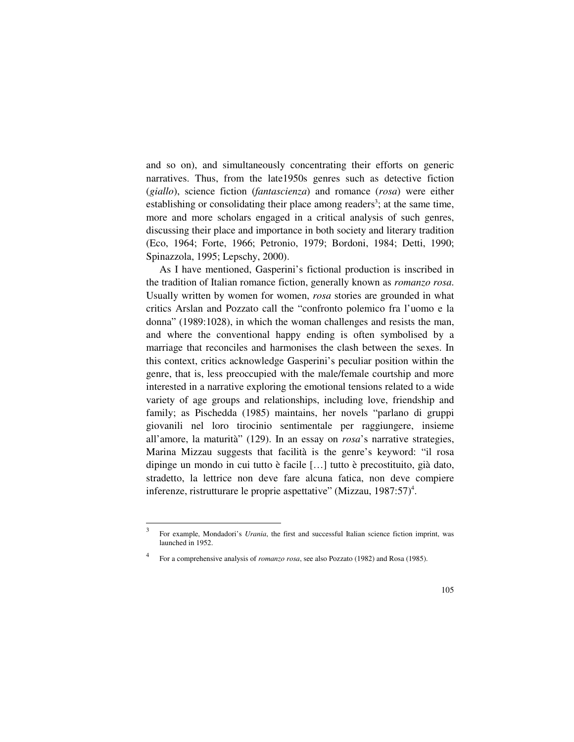and so on), and simultaneously concentrating their efforts on generic narratives. Thus, from the late1950s genres such as detective fiction (*giallo*), science fiction (*fantascienza*) and romance (*rosa*) were either establishing or consolidating their place among readers[3]; at the same time, more and more scholars engaged in a critical analysis of such genres, discussing their place and importance in both society and literary tradition (Eco, 1964; Forte, 1966; Petronio, 1979; Bordoni, 1984; Detti, 1990; Spinazzola, 1995; Lepschy, 2000).

As I have mentioned, Gasperini's fictional production is inscribed in the tradition of Italian romance fiction, generally known as *romanzo rosa*. Usually written by women for women, *rosa* stories are grounded in what critics Arslan and Pozzato call the "confronto polemico fra l'uomo e la donna" (1989:1028), in which the woman challenges and resists the man, and where the conventional happy ending is often symbolised by a marriage that reconciles and harmonises the clash between the sexes. In this context, critics acknowledge Gasperini's peculiar position within the genre, that is, less preoccupied with the male/female courtship and more interested in a narrative exploring the emotional tensions related to a wide variety of age groups and relationships, including love, friendship and family; as Pischedda (1985) maintains, her novels "parlano di gruppi giovanili nel loro tirocinio sentimentale per raggiungere, insieme all'amore, la maturità" (129). In an essay on *rosa*'s narrative strategies, Marina Mizzau suggests that facilità is the genre's keyword: "il rosa dipinge un mondo in cui tutto è facile […] tutto è precostituito, già dato, stradetto, la lettrice non deve fare alcuna fatica, non deve compiere inferenze, ristrutturare le proprie aspettative" (Mizzau, 1987:57)[4].

---

[3] For example, Mondadori's *Urania*, the first and successful Italian science fiction imprint, was launched in 1952.

[4] For a comprehensive analysis of *romanzo rosa*, see also Pozzato (1982) and Rosa (1985).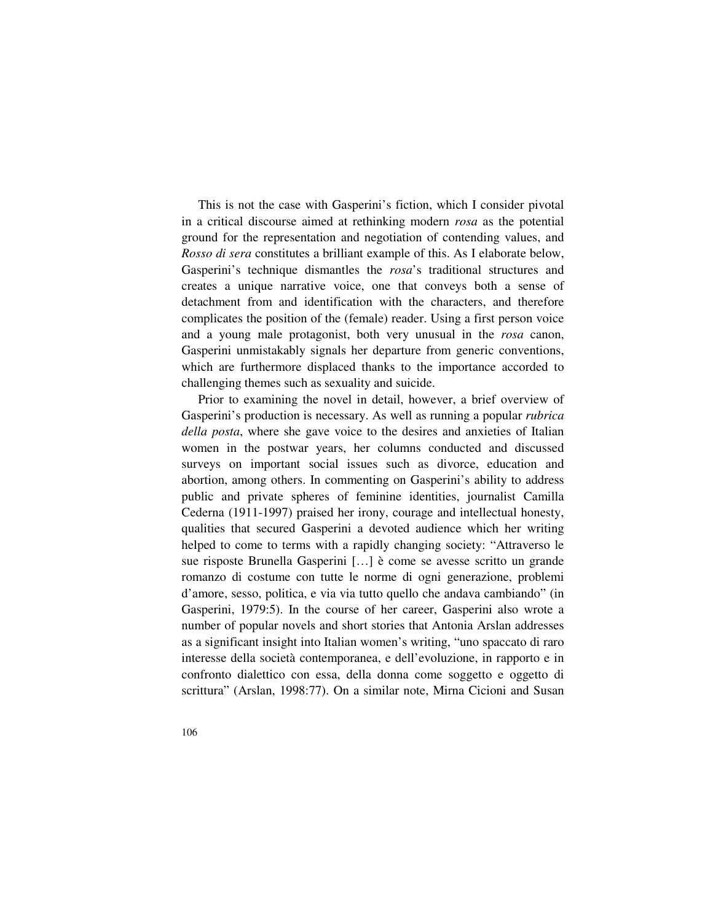This is not the case with Gasperini's fiction, which I consider pivotal in a critical discourse aimed at rethinking modern *rosa* as the potential ground for the representation and negotiation of contending values, and *Rosso di sera* constitutes a brilliant example of this. As I elaborate below, Gasperini's technique dismantles the *rosa*'s traditional structures and creates a unique narrative voice, one that conveys both a sense of detachment from and identification with the characters, and therefore complicates the position of the (female) reader. Using a first person voice and a young male protagonist, both very unusual in the *rosa* canon, Gasperini unmistakably signals her departure from generic conventions, which are furthermore displaced thanks to the importance accorded to challenging themes such as sexuality and suicide.

Prior to examining the novel in detail, however, a brief overview of Gasperini's production is necessary. As well as running a popular *rubrica della posta*, where she gave voice to the desires and anxieties of Italian women in the postwar years, her columns conducted and discussed surveys on important social issues such as divorce, education and abortion, among others. In commenting on Gasperini's ability to address public and private spheres of feminine identities, journalist Camilla Cederna (1911-1997) praised her irony, courage and intellectual honesty, qualities that secured Gasperini a devoted audience which her writing helped to come to terms with a rapidly changing society: "Attraverso le sue risposte Brunella Gasperini […] è come se avesse scritto un grande romanzo di costume con tutte le norme di ogni generazione, problemi d'amore, sesso, politica, e via via tutto quello che andava cambiando" (in Gasperini, 1979:5). In the course of her career, Gasperini also wrote a number of popular novels and short stories that Antonia Arslan addresses as a significant insight into Italian women's writing, "uno spaccato di raro interesse della società contemporanea, e dell'evoluzione, in rapporto e in confronto dialettico con essa, della donna come soggetto e oggetto di scrittura" (Arslan, 1998:77). On a similar note, Mirna Cicioni and Susan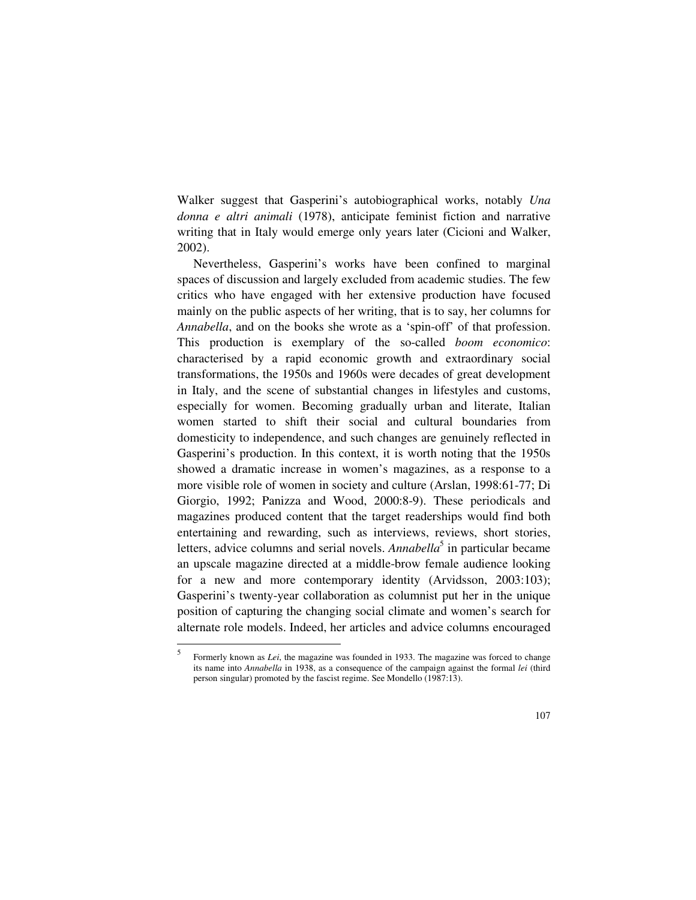Walker suggest that Gasperini's autobiographical works, notably *Una donna e altri animali* (1978), anticipate feminist fiction and narrative writing that in Italy would emerge only years later (Cicioni and Walker, 2002).

Nevertheless, Gasperini's works have been confined to marginal spaces of discussion and largely excluded from academic studies. The few critics who have engaged with her extensive production have focused mainly on the public aspects of her writing, that is to say, her columns for *Annabella*, and on the books she wrote as a 'spin-off' of that profession. This production is exemplary of the so-called *boom economico*: characterised by a rapid economic growth and extraordinary social transformations, the 1950s and 1960s were decades of great development in Italy, and the scene of substantial changes in lifestyles and customs, especially for women. Becoming gradually urban and literate, Italian women started to shift their social and cultural boundaries from domesticity to independence, and such changes are genuinely reflected in Gasperini's production. In this context, it is worth noting that the 1950s showed a dramatic increase in women's magazines, as a response to a more visible role of women in society and culture (Arslan, 1998:61-77; Di Giorgio, 1992; Panizza and Wood, 2000:8-9). These periodicals and magazines produced content that the target readerships would find both entertaining and rewarding, such as interviews, reviews, short stories, letters, advice columns and serial novels. *Annabella*[5] in particular became an upscale magazine directed at a middle-brow female audience looking for a new and more contemporary identity (Arvidsson, 2003:103); Gasperini's twenty-year collaboration as columnist put her in the unique position of capturing the changing social climate and women's search for alternate role models. Indeed, her articles and advice columns encouraged

---

[5] Formerly known as *Lei*, the magazine was founded in 1933. The magazine was forced to change its name into *Annabella* in 1938, as a consequence of the campaign against the formal *lei* (third person singular) promoted by the fascist regime. See Mondello (1987:13).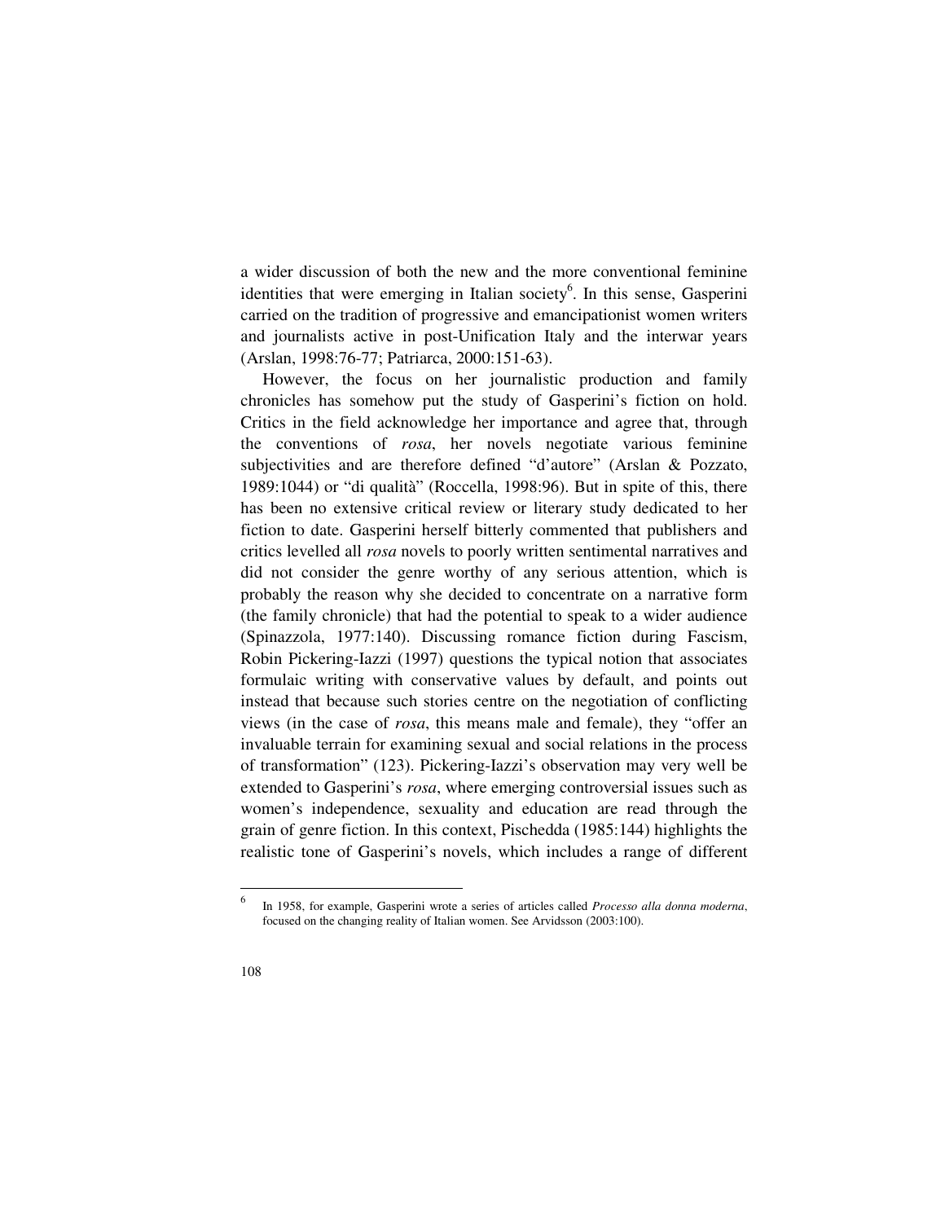a wider discussion of both the new and the more conventional feminine identities that were emerging in Italian society[6]. In this sense, Gasperini carried on the tradition of progressive and emancipationist women writers and journalists active in post-Unification Italy and the interwar years (Arslan, 1998:76-77; Patriarca, 2000:151-63).

However, the focus on her journalistic production and family chronicles has somehow put the study of Gasperini's fiction on hold. Critics in the field acknowledge her importance and agree that, through the conventions of *rosa*, her novels negotiate various feminine subjectivities and are therefore defined "d'autore" (Arslan & Pozzato, 1989:1044) or "di qualità" (Roccella, 1998:96). But in spite of this, there has been no extensive critical review or literary study dedicated to her fiction to date. Gasperini herself bitterly commented that publishers and critics levelled all *rosa* novels to poorly written sentimental narratives and did not consider the genre worthy of any serious attention, which is probably the reason why she decided to concentrate on a narrative form (the family chronicle) that had the potential to speak to a wider audience (Spinazzola, 1977:140). Discussing romance fiction during Fascism, Robin Pickering-Iazzi (1997) questions the typical notion that associates formulaic writing with conservative values by default, and points out instead that because such stories centre on the negotiation of conflicting views (in the case of *rosa*, this means male and female), they "offer an invaluable terrain for examining sexual and social relations in the process of transformation" (123). Pickering-Iazzi's observation may very well be extended to Gasperini's *rosa*, where emerging controversial issues such as women's independence, sexuality and education are read through the grain of genre fiction. In this context, Pischedda (1985:144) highlights the realistic tone of Gasperini's novels, which includes a range of different

[6] In 1958, for example, Gasperini wrote a series of articles called *Processo alla donna moderna*, focused on the changing reality of Italian women. See Arvidsson (2003:100).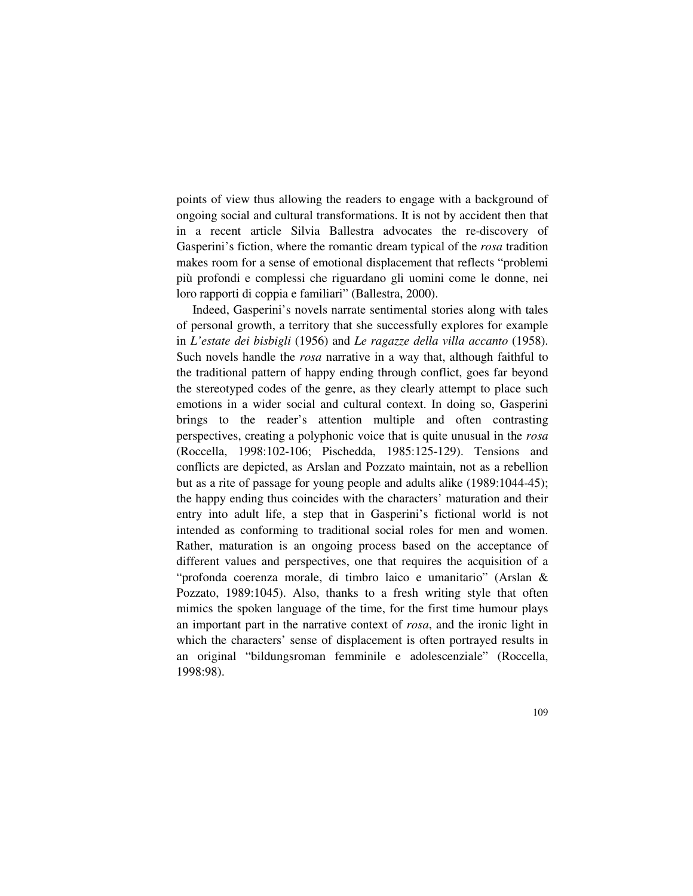points of view thus allowing the readers to engage with a background of ongoing social and cultural transformations. It is not by accident then that in a recent article Silvia Ballestra advocates the re-discovery of Gasperini's fiction, where the romantic dream typical of the *rosa* tradition makes room for a sense of emotional displacement that reflects "problemi più profondi e complessi che riguardano gli uomini come le donne, nei loro rapporti di coppia e familiari" (Ballestra, 2000).

Indeed, Gasperini's novels narrate sentimental stories along with tales of personal growth, a territory that she successfully explores for example in *L'estate dei bisbigli* (1956) and *Le ragazze della villa accanto* (1958). Such novels handle the *rosa* narrative in a way that, although faithful to the traditional pattern of happy ending through conflict, goes far beyond the stereotyped codes of the genre, as they clearly attempt to place such emotions in a wider social and cultural context. In doing so, Gasperini brings to the reader's attention multiple and often contrasting perspectives, creating a polyphonic voice that is quite unusual in the *rosa* (Roccella, 1998:102-106; Pischedda, 1985:125-129). Tensions and conflicts are depicted, as Arslan and Pozzato maintain, not as a rebellion but as a rite of passage for young people and adults alike (1989:1044-45); the happy ending thus coincides with the characters' maturation and their entry into adult life, a step that in Gasperini's fictional world is not intended as conforming to traditional social roles for men and women. Rather, maturation is an ongoing process based on the acceptance of different values and perspectives, one that requires the acquisition of a "profonda coerenza morale, di timbro laico e umanitario" (Arslan & Pozzato, 1989:1045). Also, thanks to a fresh writing style that often mimics the spoken language of the time, for the first time humour plays an important part in the narrative context of *rosa*, and the ironic light in which the characters' sense of displacement is often portrayed results in an original "bildungsroman femminile e adolescenziale" (Roccella, 1998:98).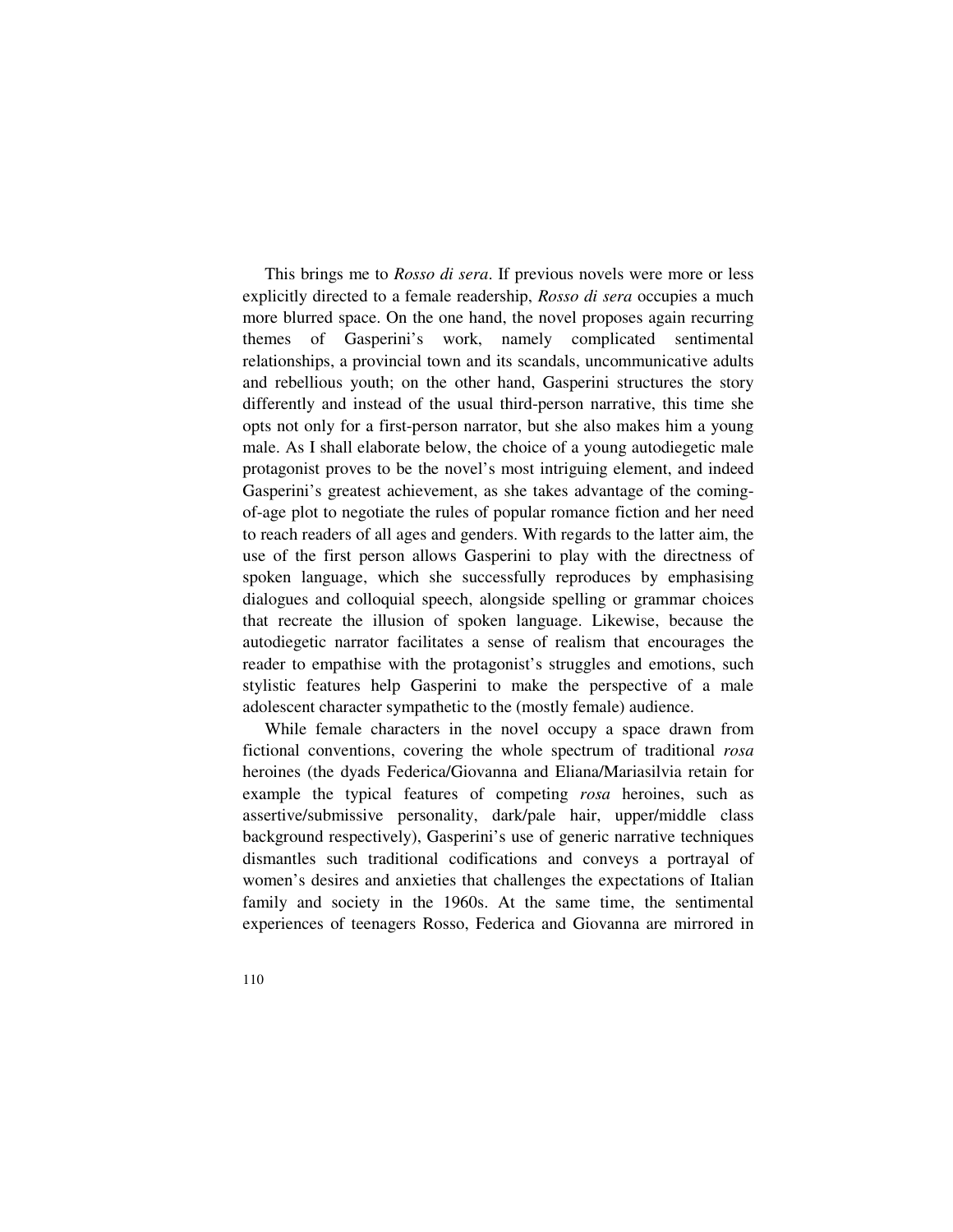This brings me to *Rosso di sera*. If previous novels were more or less explicitly directed to a female readership, *Rosso di sera* occupies a much more blurred space. On the one hand, the novel proposes again recurring themes of Gasperini's work, namely complicated sentimental relationships, a provincial town and its scandals, uncommunicative adults and rebellious youth; on the other hand, Gasperini structures the story differently and instead of the usual third-person narrative, this time she opts not only for a first-person narrator, but she also makes him a young male. As I shall elaborate below, the choice of a young autodiegetic male protagonist proves to be the novel's most intriguing element, and indeed Gasperini's greatest achievement, as she takes advantage of the coming-of-age plot to negotiate the rules of popular romance fiction and her need to reach readers of all ages and genders. With regards to the latter aim, the use of the first person allows Gasperini to play with the directness of spoken language, which she successfully reproduces by emphasising dialogues and colloquial speech, alongside spelling or grammar choices that recreate the illusion of spoken language. Likewise, because the autodiegetic narrator facilitates a sense of realism that encourages the reader to empathise with the protagonist's struggles and emotions, such stylistic features help Gasperini to make the perspective of a male adolescent character sympathetic to the (mostly female) audience.

While female characters in the novel occupy a space drawn from fictional conventions, covering the whole spectrum of traditional *rosa* heroines (the dyads Federica/Giovanna and Eliana/Mariasilvia retain for example the typical features of competing *rosa* heroines, such as assertive/submissive personality, dark/pale hair, upper/middle class background respectively), Gasperini's use of generic narrative techniques dismantles such traditional codifications and conveys a portrayal of women's desires and anxieties that challenges the expectations of Italian family and society in the 1960s. At the same time, the sentimental experiences of teenagers Rosso, Federica and Giovanna are mirrored in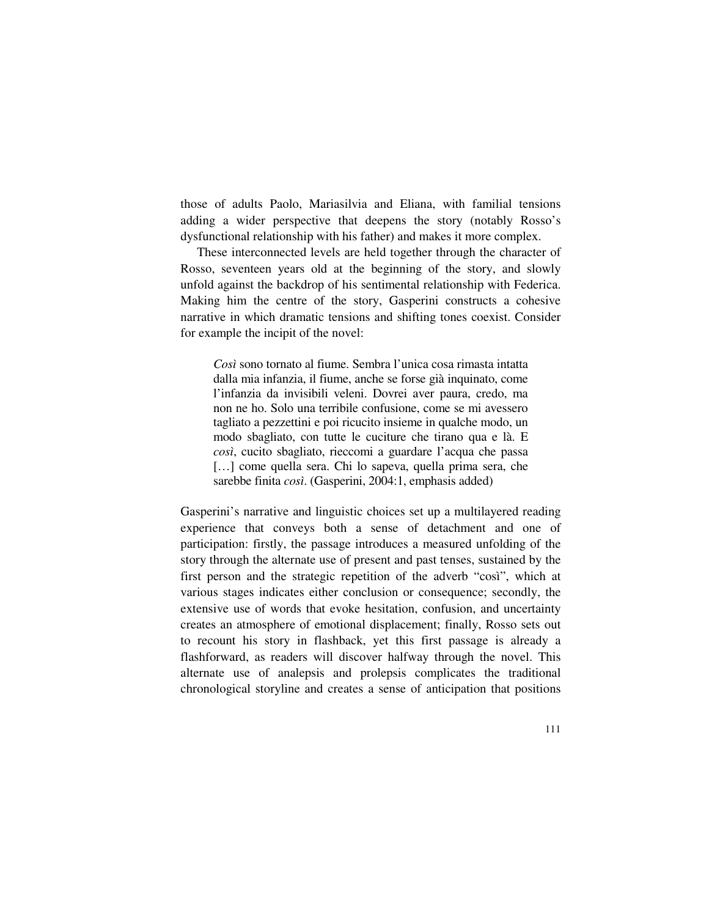those of adults Paolo, Mariasilvia and Eliana, with familial tensions adding a wider perspective that deepens the story (notably Rosso's dysfunctional relationship with his father) and makes it more complex.

These interconnected levels are held together through the character of Rosso, seventeen years old at the beginning of the story, and slowly unfold against the backdrop of his sentimental relationship with Federica. Making him the centre of the story, Gasperini constructs a cohesive narrative in which dramatic tensions and shifting tones coexist. Consider for example the incipit of the novel:

> *Così* sono tornato al fiume. Sembra l'unica cosa rimasta intatta dalla mia infanzia, il fiume, anche se forse già inquinato, come l'infanzia da invisibili veleni. Dovrei aver paura, credo, ma non ne ho. Solo una terribile confusione, come se mi avessero tagliato a pezzettini e poi ricucito insieme in qualche modo, un modo sbagliato, con tutte le cuciture che tirano qua e là. E *così*, cucito sbagliato, rieccomi a guardare l'acqua che passa […] come quella sera. Chi lo sapeva, quella prima sera, che sarebbe finita *così*. (Gasperini, 2004:1, emphasis added)

Gasperini's narrative and linguistic choices set up a multilayered reading experience that conveys both a sense of detachment and one of participation: firstly, the passage introduces a measured unfolding of the story through the alternate use of present and past tenses, sustained by the first person and the strategic repetition of the adverb "così", which at various stages indicates either conclusion or consequence; secondly, the extensive use of words that evoke hesitation, confusion, and uncertainty creates an atmosphere of emotional displacement; finally, Rosso sets out to recount his story in flashback, yet this first passage is already a flashforward, as readers will discover halfway through the novel. This alternate use of analepsis and prolepsis complicates the traditional chronological storyline and creates a sense of anticipation that positions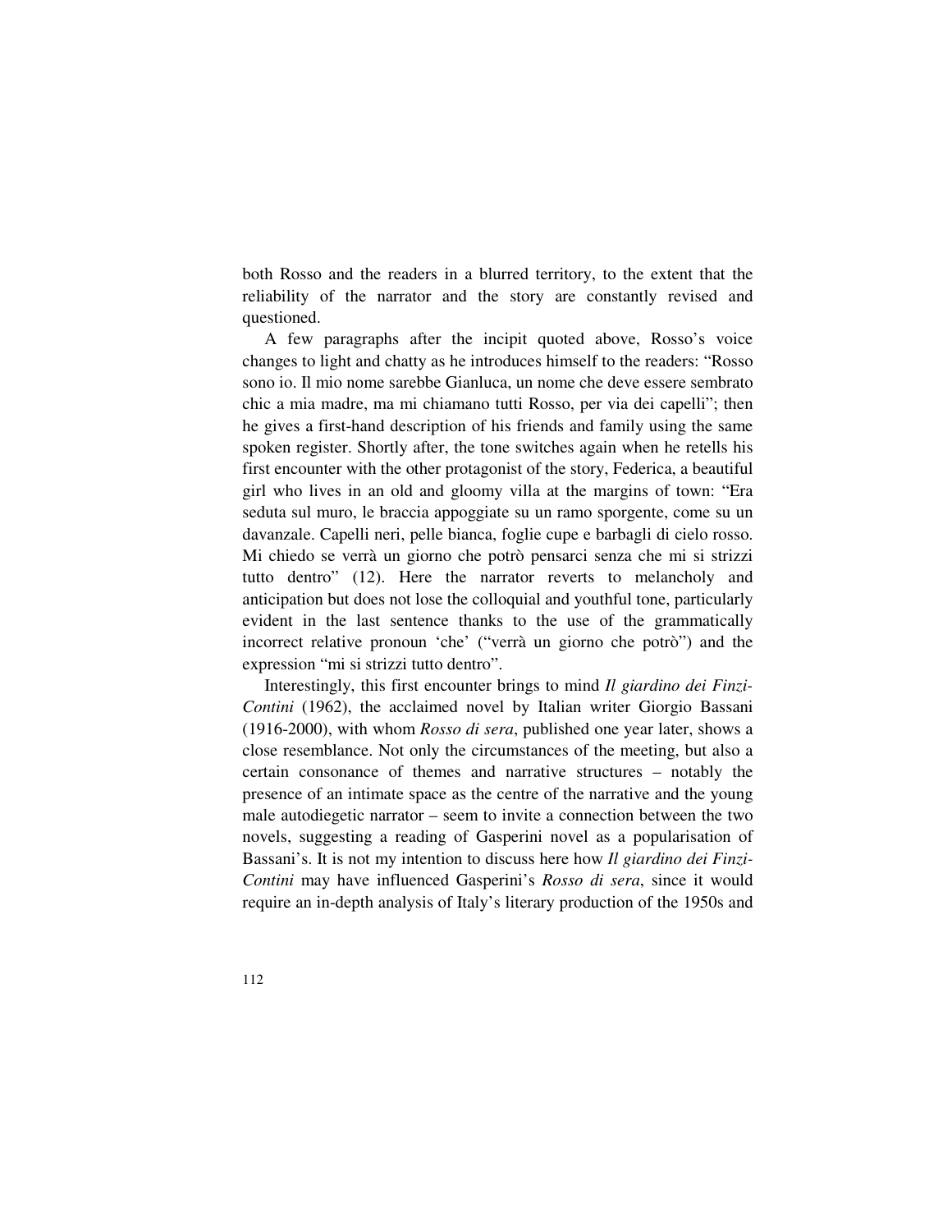both Rosso and the readers in a blurred territory, to the extent that the reliability of the narrator and the story are constantly revised and questioned.

A few paragraphs after the incipit quoted above, Rosso's voice changes to light and chatty as he introduces himself to the readers: "Rosso sono io. Il mio nome sarebbe Gianluca, un nome che deve essere sembrato chic a mia madre, ma mi chiamano tutti Rosso, per via dei capelli"; then he gives a first-hand description of his friends and family using the same spoken register. Shortly after, the tone switches again when he retells his first encounter with the other protagonist of the story, Federica, a beautiful girl who lives in an old and gloomy villa at the margins of town: "Era seduta sul muro, le braccia appoggiate su un ramo sporgente, come su un davanzale. Capelli neri, pelle bianca, foglie cupe e barbagli di cielo rosso. Mi chiedo se verrà un giorno che potrò pensarci senza che mi si strizzi tutto dentro" (12). Here the narrator reverts to melancholy and anticipation but does not lose the colloquial and youthful tone, particularly evident in the last sentence thanks to the use of the grammatically incorrect relative pronoun 'che' ("verrà un giorno che potrò") and the expression "mi si strizzi tutto dentro".

Interestingly, this first encounter brings to mind *Il giardino dei Finzi-Contini* (1962), the acclaimed novel by Italian writer Giorgio Bassani (1916-2000), with whom *Rosso di sera*, published one year later, shows a close resemblance. Not only the circumstances of the meeting, but also a certain consonance of themes and narrative structures – notably the presence of an intimate space as the centre of the narrative and the young male autodiegetic narrator – seem to invite a connection between the two novels, suggesting a reading of Gasperini novel as a popularisation of Bassani's. It is not my intention to discuss here how *Il giardino dei Finzi-Contini* may have influenced Gasperini's *Rosso di sera*, since it would require an in-depth analysis of Italy's literary production of the 1950s and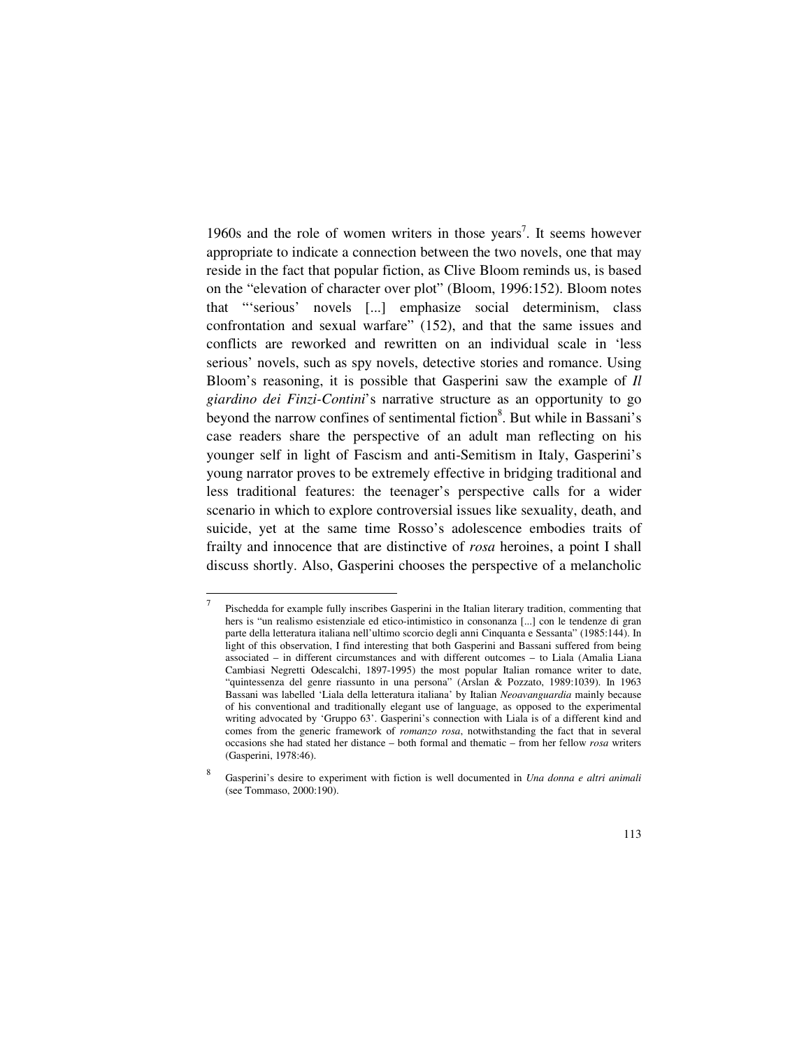1960s and the role of women writers in those years[7]. It seems however appropriate to indicate a connection between the two novels, one that may reside in the fact that popular fiction, as Clive Bloom reminds us, is based on the "elevation of character over plot" (Bloom, 1996:152). Bloom notes that "'serious' novels [...] emphasize social determinism, class confrontation and sexual warfare" (152), and that the same issues and conflicts are reworked and rewritten on an individual scale in 'less serious' novels, such as spy novels, detective stories and romance. Using Bloom's reasoning, it is possible that Gasperini saw the example of *Il giardino dei Finzi-Contini*'s narrative structure as an opportunity to go beyond the narrow confines of sentimental fiction[8]. But while in Bassani's case readers share the perspective of an adult man reflecting on his younger self in light of Fascism and anti-Semitism in Italy, Gasperini's young narrator proves to be extremely effective in bridging traditional and less traditional features: the teenager's perspective calls for a wider scenario in which to explore controversial issues like sexuality, death, and suicide, yet at the same time Rosso's adolescence embodies traits of frailty and innocence that are distinctive of *rosa* heroines, a point I shall discuss shortly. Also, Gasperini chooses the perspective of a melancholic

---

[7] Pischedda for example fully inscribes Gasperini in the Italian literary tradition, commenting that hers is "un realismo esistenziale ed etico-intimistico in consonanza [...] con le tendenze di gran parte della letteratura italiana nell'ultimo scorcio degli anni Cinquanta e Sessanta" (1985:144). In light of this observation, I find interesting that both Gasperini and Bassani suffered from being associated – in different circumstances and with different outcomes – to Liala (Amalia Liana Cambiasi Negretti Odescalchi, 1897-1995) the most popular Italian romance writer to date, "quintessenza del genre riassunto in una persona" (Arslan & Pozzato, 1989:1039). In 1963 Bassani was labelled 'Liala della letteratura italiana' by Italian *Neoavanguardia* mainly because of his conventional and traditionally elegant use of language, as opposed to the experimental writing advocated by 'Gruppo 63'. Gasperini's connection with Liala is of a different kind and comes from the generic framework of *romanzo rosa*, notwithstanding the fact that in several occasions she had stated her distance – both formal and thematic – from her fellow *rosa* writers (Gasperini, 1978:46).

[8] Gasperini's desire to experiment with fiction is well documented in *Una donna e altri animali* (see Tommaso, 2000:190).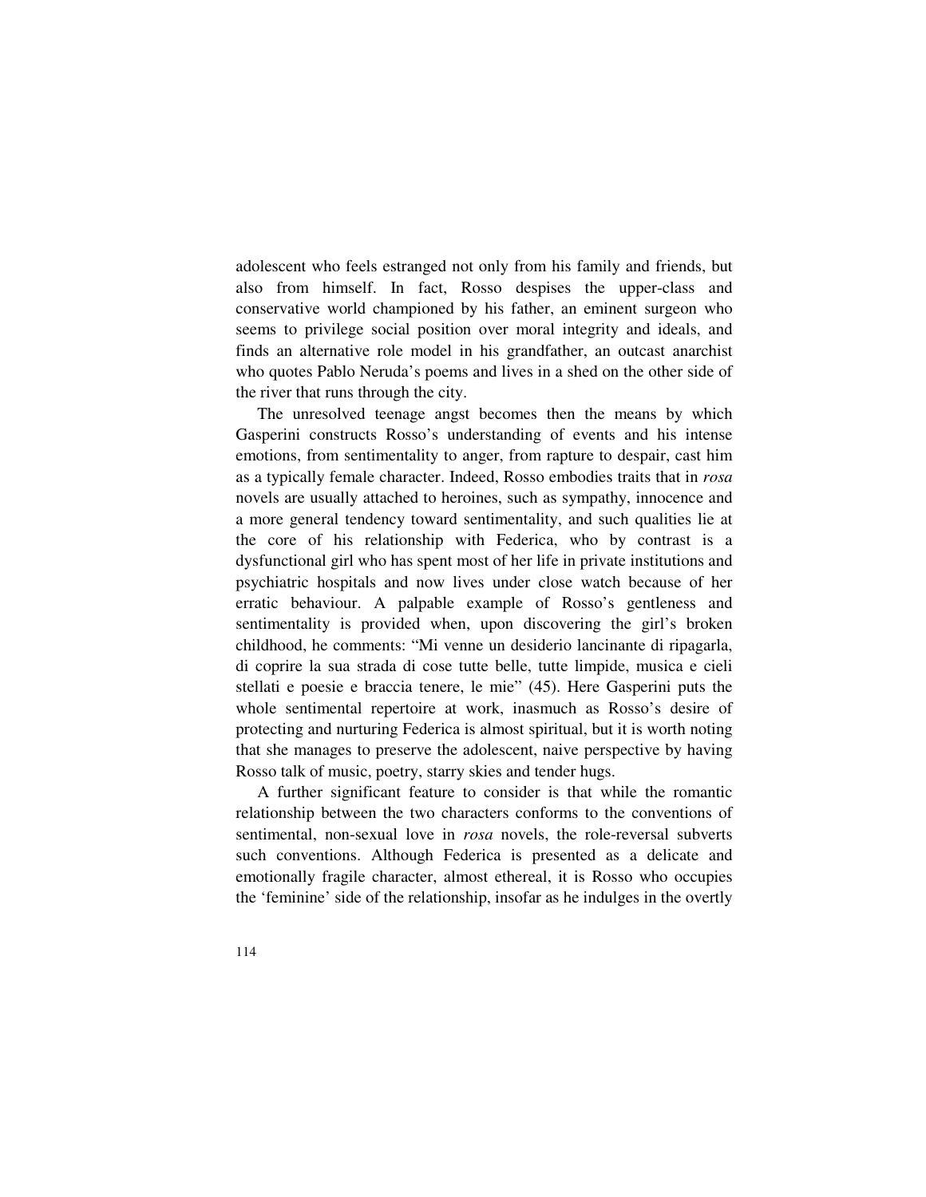adolescent who feels estranged not only from his family and friends, but also from himself. In fact, Rosso despises the upper-class and conservative world championed by his father, an eminent surgeon who seems to privilege social position over moral integrity and ideals, and finds an alternative role model in his grandfather, an outcast anarchist who quotes Pablo Neruda's poems and lives in a shed on the other side of the river that runs through the city.

The unresolved teenage angst becomes then the means by which Gasperini constructs Rosso's understanding of events and his intense emotions, from sentimentality to anger, from rapture to despair, cast him as a typically female character. Indeed, Rosso embodies traits that in *rosa* novels are usually attached to heroines, such as sympathy, innocence and a more general tendency toward sentimentality, and such qualities lie at the core of his relationship with Federica, who by contrast is a dysfunctional girl who has spent most of her life in private institutions and psychiatric hospitals and now lives under close watch because of her erratic behaviour. A palpable example of Rosso's gentleness and sentimentality is provided when, upon discovering the girl's broken childhood, he comments: "Mi venne un desiderio lancinante di ripagarla, di coprire la sua strada di cose tutte belle, tutte limpide, musica e cieli stellati e poesie e braccia tenere, le mie" (45). Here Gasperini puts the whole sentimental repertoire at work, inasmuch as Rosso's desire of protecting and nurturing Federica is almost spiritual, but it is worth noting that she manages to preserve the adolescent, naive perspective by having Rosso talk of music, poetry, starry skies and tender hugs.

A further significant feature to consider is that while the romantic relationship between the two characters conforms to the conventions of sentimental, non-sexual love in *rosa* novels, the role-reversal subverts such conventions. Although Federica is presented as a delicate and emotionally fragile character, almost ethereal, it is Rosso who occupies the 'feminine' side of the relationship, insofar as he indulges in the overtly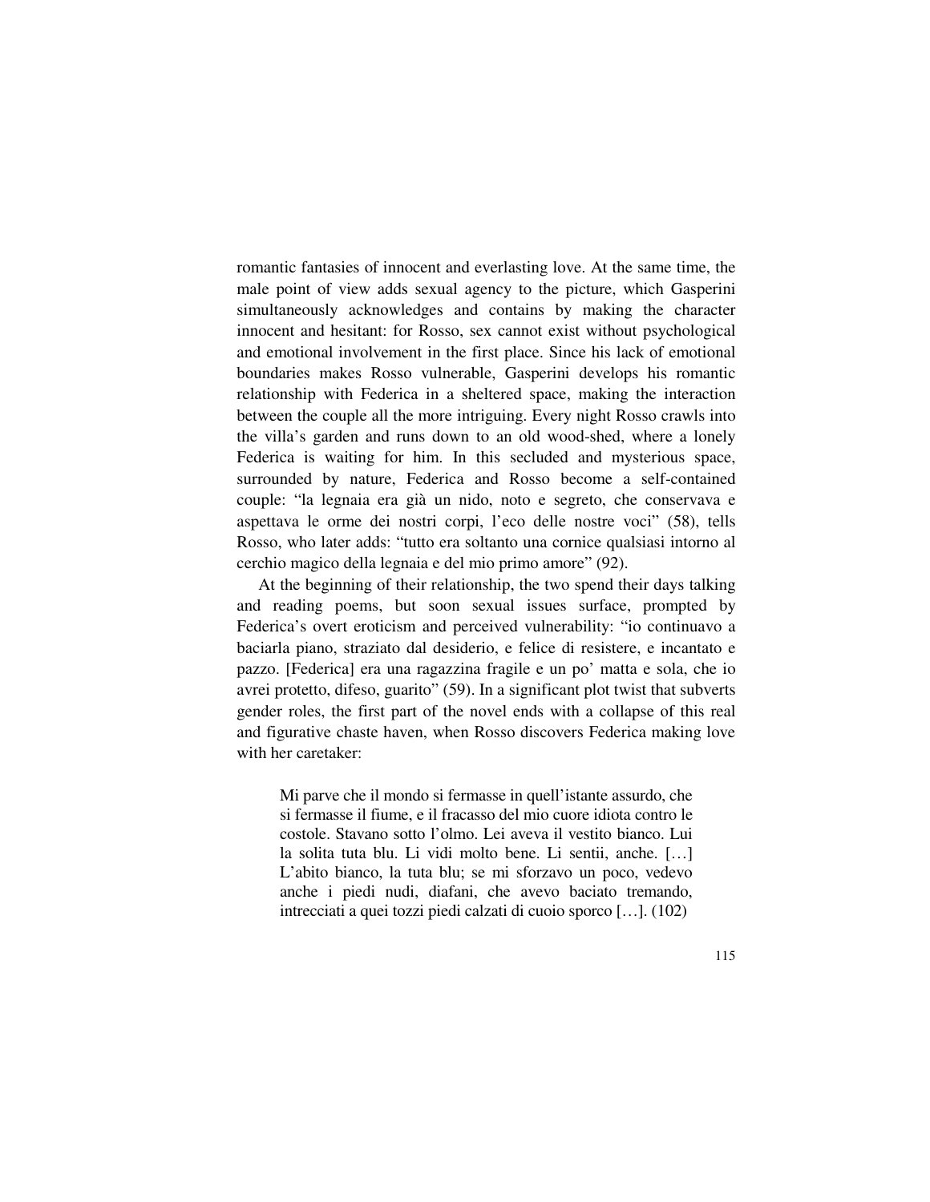romantic fantasies of innocent and everlasting love. At the same time, the male point of view adds sexual agency to the picture, which Gasperini simultaneously acknowledges and contains by making the character innocent and hesitant: for Rosso, sex cannot exist without psychological and emotional involvement in the first place. Since his lack of emotional boundaries makes Rosso vulnerable, Gasperini develops his romantic relationship with Federica in a sheltered space, making the interaction between the couple all the more intriguing. Every night Rosso crawls into the villa's garden and runs down to an old wood-shed, where a lonely Federica is waiting for him. In this secluded and mysterious space, surrounded by nature, Federica and Rosso become a self-contained couple: "la legnaia era già un nido, noto e segreto, che conservava e aspettava le orme dei nostri corpi, l'eco delle nostre voci" (58), tells Rosso, who later adds: "tutto era soltanto una cornice qualsiasi intorno al cerchio magico della legnaia e del mio primo amore" (92).

At the beginning of their relationship, the two spend their days talking and reading poems, but soon sexual issues surface, prompted by Federica's overt eroticism and perceived vulnerability: "io continuavo a baciarla piano, straziato dal desiderio, e felice di resistere, e incantato e pazzo. [Federica] era una ragazzina fragile e un po' matta e sola, che io avrei protetto, difeso, guarito" (59). In a significant plot twist that subverts gender roles, the first part of the novel ends with a collapse of this real and figurative chaste haven, when Rosso discovers Federica making love with her caretaker:

> Mi parve che il mondo si fermasse in quell'istante assurdo, che si fermasse il fiume, e il fracasso del mio cuore idiota contro le costole. Stavano sotto l'olmo. Lei aveva il vestito bianco. Lui la solita tuta blu. Li vidi molto bene. Li sentii, anche. […] L'abito bianco, la tuta blu; se mi sforzavo un poco, vedevo anche i piedi nudi, diafani, che avevo baciato tremando, intrecciati a quei tozzi piedi calzati di cuoio sporco […]. (102)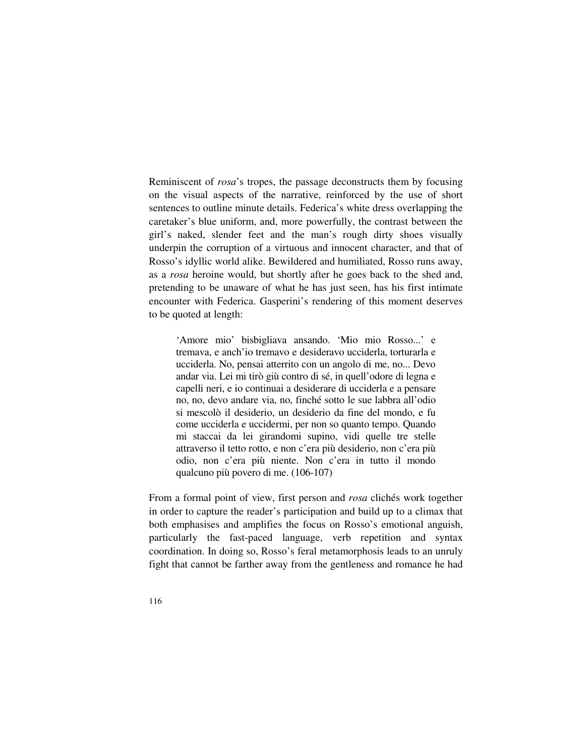Reminiscent of *rosa*'s tropes, the passage deconstructs them by focusing on the visual aspects of the narrative, reinforced by the use of short sentences to outline minute details. Federica's white dress overlapping the caretaker's blue uniform, and, more powerfully, the contrast between the girl's naked, slender feet and the man's rough dirty shoes visually underpin the corruption of a virtuous and innocent character, and that of Rosso's idyllic world alike. Bewildered and humiliated, Rosso runs away, as a *rosa* heroine would, but shortly after he goes back to the shed and, pretending to be unaware of what he has just seen, has his first intimate encounter with Federica. Gasperini's rendering of this moment deserves to be quoted at length:

> 'Amore mio' bisbigliava ansando. 'Mio mio Rosso...' e tremava, e anch'io tremavo e desideravo ucciderla, torturarla e ucciderla. No, pensai atterrito con un angolo di me, no... Devo andar via. Lei mi tirò giù contro di sé, in quell'odore di legna e capelli neri, e io continuai a desiderare di ucciderla e a pensare no, no, devo andare via, no, finché sotto le sue labbra all'odio si mescolò il desiderio, un desiderio da fine del mondo, e fu come ucciderla e uccidermi, per non so quanto tempo. Quando mi staccai da lei girandomi supino, vidi quelle tre stelle attraverso il tetto rotto, e non c'era più desiderio, non c'era più odio, non c'era più niente. Non c'era in tutto il mondo qualcuno più povero di me. (106-107)

From a formal point of view, first person and *rosa* clichés work together in order to capture the reader's participation and build up to a climax that both emphasises and amplifies the focus on Rosso's emotional anguish, particularly the fast-paced language, verb repetition and syntax coordination. In doing so, Rosso's feral metamorphosis leads to an unruly fight that cannot be farther away from the gentleness and romance he had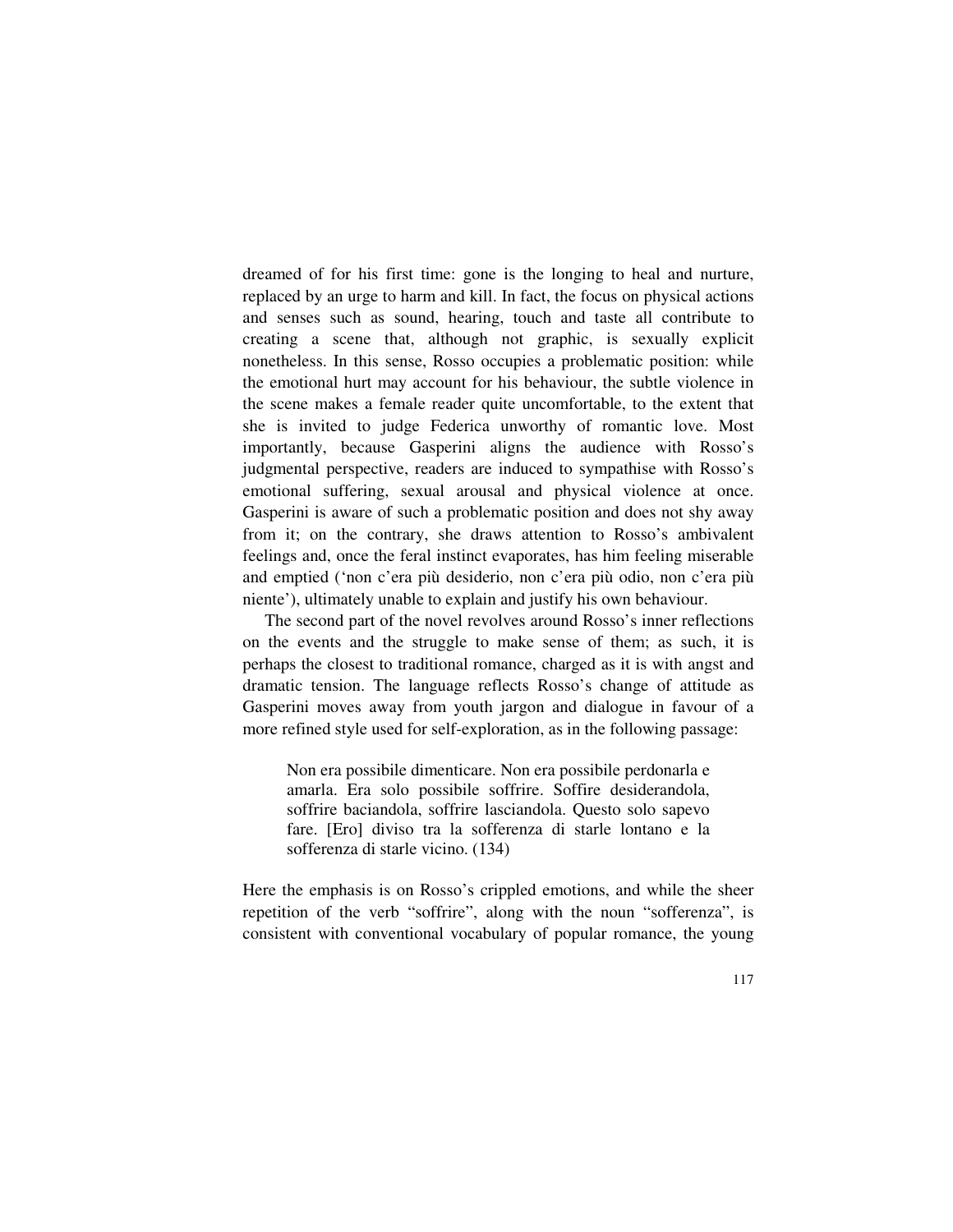dreamed of for his first time: gone is the longing to heal and nurture, replaced by an urge to harm and kill. In fact, the focus on physical actions and senses such as sound, hearing, touch and taste all contribute to creating a scene that, although not graphic, is sexually explicit nonetheless. In this sense, Rosso occupies a problematic position: while the emotional hurt may account for his behaviour, the subtle violence in the scene makes a female reader quite uncomfortable, to the extent that she is invited to judge Federica unworthy of romantic love. Most importantly, because Gasperini aligns the audience with Rosso's judgmental perspective, readers are induced to sympathise with Rosso's emotional suffering, sexual arousal and physical violence at once. Gasperini is aware of such a problematic position and does not shy away from it; on the contrary, she draws attention to Rosso's ambivalent feelings and, once the feral instinct evaporates, has him feeling miserable and emptied ('non c'era più desiderio, non c'era più odio, non c'era più niente'), ultimately unable to explain and justify his own behaviour.

The second part of the novel revolves around Rosso's inner reflections on the events and the struggle to make sense of them; as such, it is perhaps the closest to traditional romance, charged as it is with angst and dramatic tension. The language reflects Rosso's change of attitude as Gasperini moves away from youth jargon and dialogue in favour of a more refined style used for self-exploration, as in the following passage:

> Non era possibile dimenticare. Non era possibile perdonarla e amarla. Era solo possibile soffrire. Soffire desiderandola, soffrire baciandola, soffrire lasciandola. Questo solo sapevo fare. [Ero] diviso tra la sofferenza di starle lontano e la sofferenza di starle vicino. (134)

Here the emphasis is on Rosso's crippled emotions, and while the sheer repetition of the verb "soffrire", along with the noun "sofferenza", is consistent with conventional vocabulary of popular romance, the young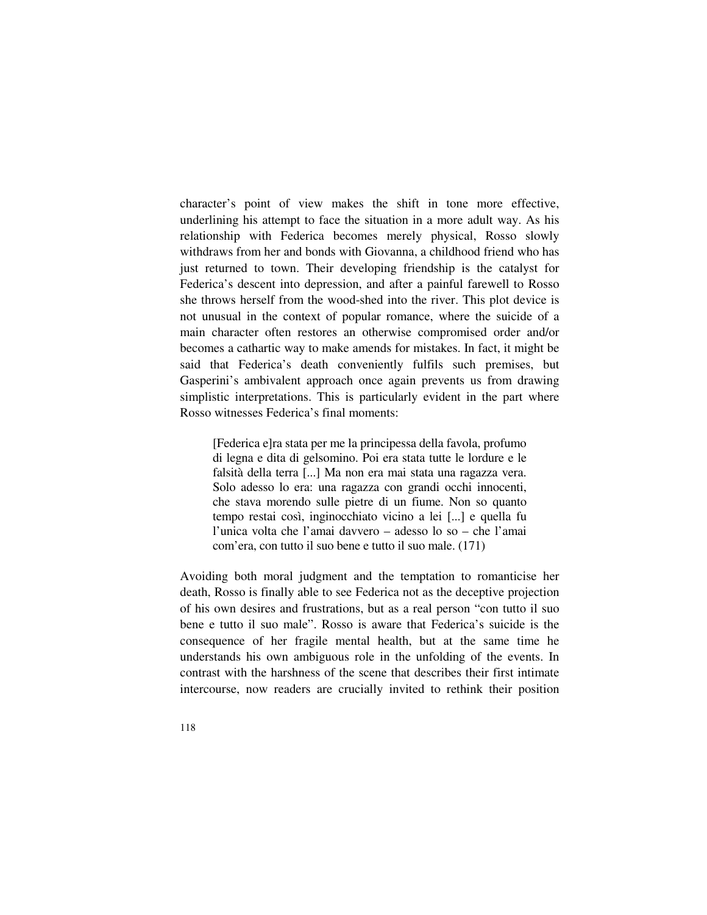character's point of view makes the shift in tone more effective, underlining his attempt to face the situation in a more adult way. As his relationship with Federica becomes merely physical, Rosso slowly withdraws from her and bonds with Giovanna, a childhood friend who has just returned to town. Their developing friendship is the catalyst for Federica's descent into depression, and after a painful farewell to Rosso she throws herself from the wood-shed into the river. This plot device is not unusual in the context of popular romance, where the suicide of a main character often restores an otherwise compromised order and/or becomes a cathartic way to make amends for mistakes. In fact, it might be said that Federica's death conveniently fulfils such premises, but Gasperini's ambivalent approach once again prevents us from drawing simplistic interpretations. This is particularly evident in the part where Rosso witnesses Federica's final moments:

> [Federica e]ra stata per me la principessa della favola, profumo di legna e dita di gelsomino. Poi era stata tutte le lordure e le falsità della terra [...] Ma non era mai stata una ragazza vera. Solo adesso lo era: una ragazza con grandi occhi innocenti, che stava morendo sulle pietre di un fiume. Non so quanto tempo restai così, inginocchiato vicino a lei [...] e quella fu l'unica volta che l'amai davvero – adesso lo so – che l'amai com'era, con tutto il suo bene e tutto il suo male. (171)

Avoiding both moral judgment and the temptation to romanticise her death, Rosso is finally able to see Federica not as the deceptive projection of his own desires and frustrations, but as a real person "con tutto il suo bene e tutto il suo male". Rosso is aware that Federica's suicide is the consequence of her fragile mental health, but at the same time he understands his own ambiguous role in the unfolding of the events. In contrast with the harshness of the scene that describes their first intimate intercourse, now readers are crucially invited to rethink their position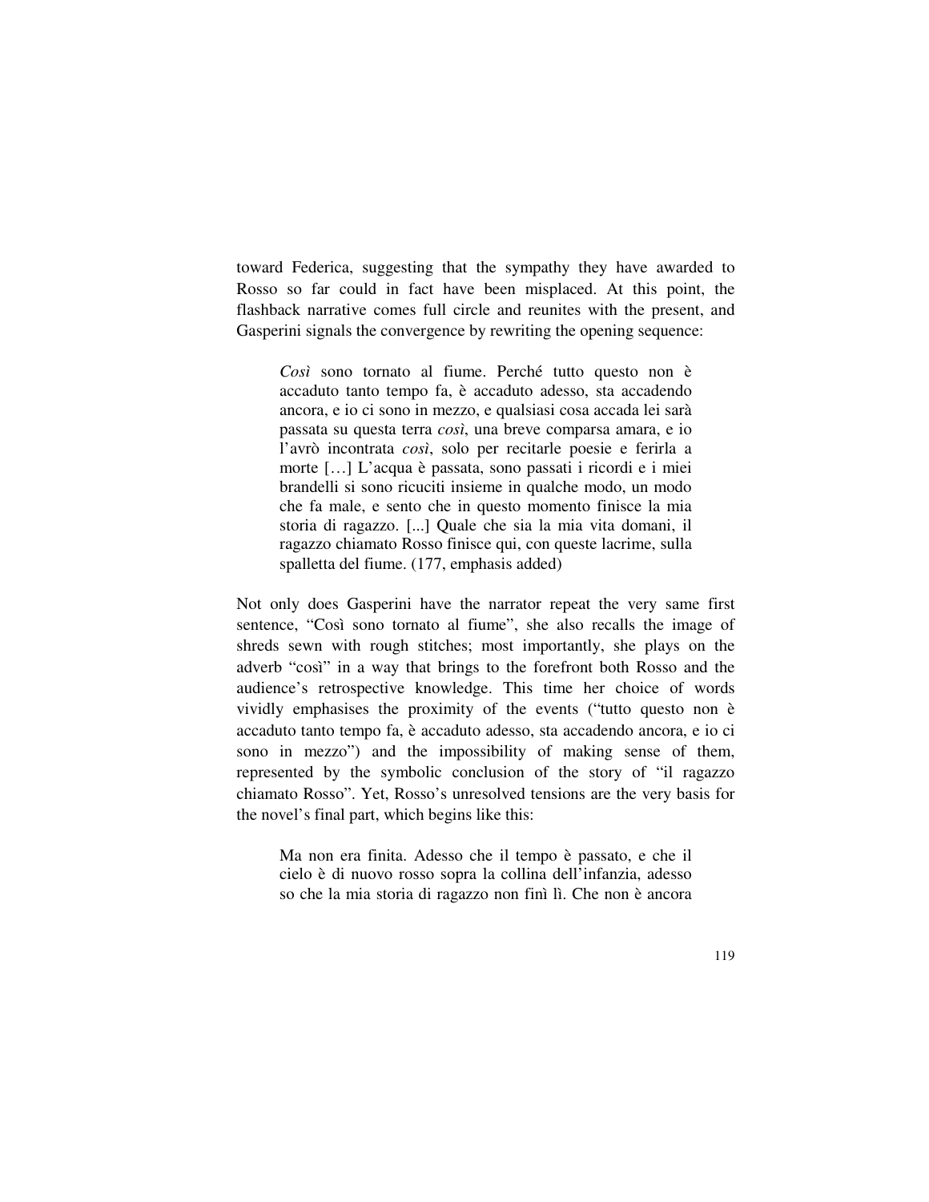toward Federica, suggesting that the sympathy they have awarded to Rosso so far could in fact have been misplaced. At this point, the flashback narrative comes full circle and reunites with the present, and Gasperini signals the convergence by rewriting the opening sequence:

> *Così* sono tornato al fiume. Perché tutto questo non è accaduto tanto tempo fa, è accaduto adesso, sta accadendo ancora, e io ci sono in mezzo, e qualsiasi cosa accada lei sarà passata su questa terra *così*, una breve comparsa amara, e io l'avrò incontrata *così*, solo per recitarle poesie e ferirla a morte […] L'acqua è passata, sono passati i ricordi e i miei brandelli si sono ricuciti insieme in qualche modo, un modo che fa male, e sento che in questo momento finisce la mia storia di ragazzo. [...] Quale che sia la mia vita domani, il ragazzo chiamato Rosso finisce qui, con queste lacrime, sulla spalletta del fiume. (177, emphasis added)

Not only does Gasperini have the narrator repeat the very same first sentence, "Così sono tornato al fiume", she also recalls the image of shreds sewn with rough stitches; most importantly, she plays on the adverb "così" in a way that brings to the forefront both Rosso and the audience's retrospective knowledge. This time her choice of words vividly emphasises the proximity of the events ("tutto questo non è accaduto tanto tempo fa, è accaduto adesso, sta accadendo ancora, e io ci sono in mezzo") and the impossibility of making sense of them, represented by the symbolic conclusion of the story of "il ragazzo chiamato Rosso". Yet, Rosso's unresolved tensions are the very basis for the novel's final part, which begins like this:

> Ma non era finita. Adesso che il tempo è passato, e che il cielo è di nuovo rosso sopra la collina dell'infanzia, adesso so che la mia storia di ragazzo non finì lì. Che non è ancora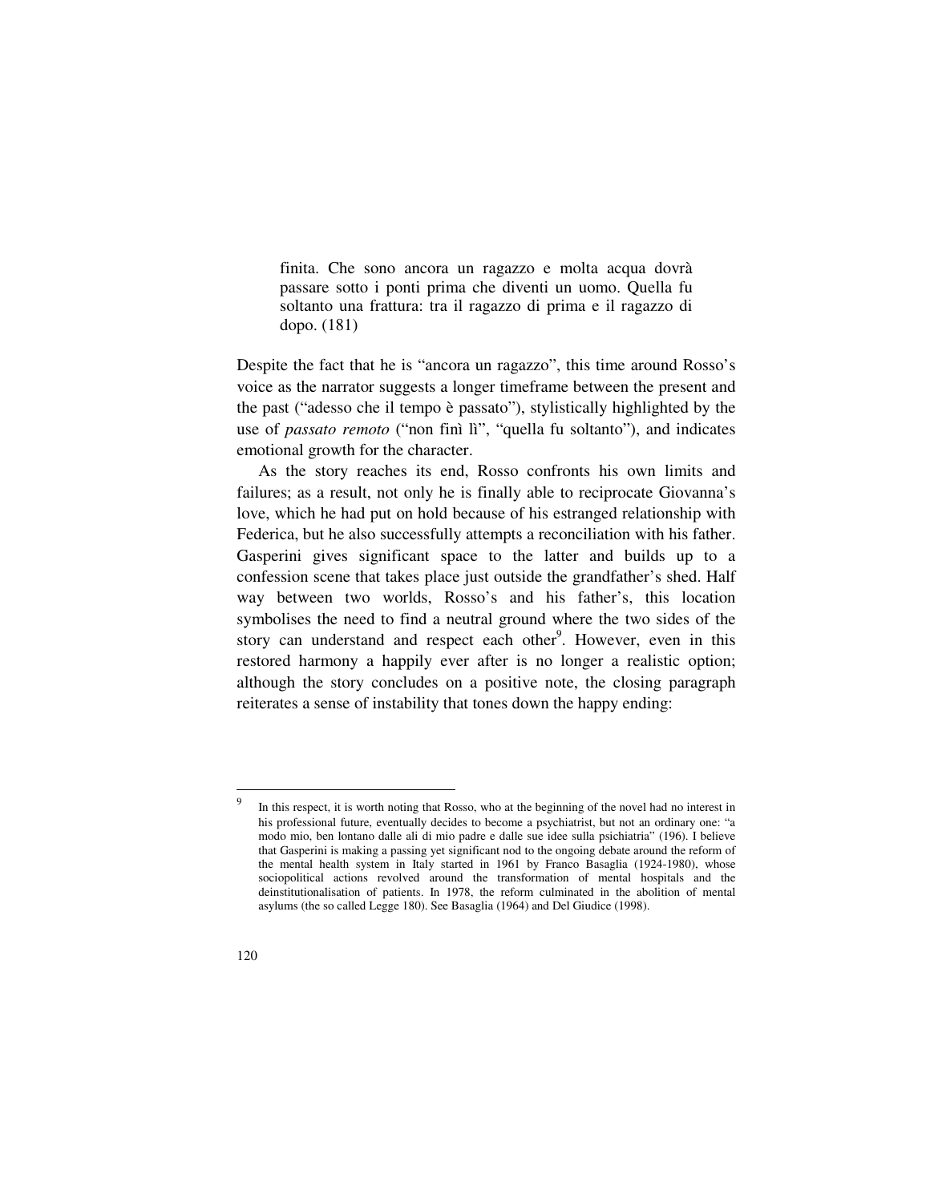> finita. Che sono ancora un ragazzo e molta acqua dovrà passare sotto i ponti prima che diventi un uomo. Quella fu soltanto una frattura: tra il ragazzo di prima e il ragazzo di dopo. (181)

Despite the fact that he is "ancora un ragazzo", this time around Rosso's voice as the narrator suggests a longer timeframe between the present and the past ("adesso che il tempo è passato"), stylistically highlighted by the use of *passato remoto* ("non finì lì", "quella fu soltanto"), and indicates emotional growth for the character.

As the story reaches its end, Rosso confronts his own limits and failures; as a result, not only he is finally able to reciprocate Giovanna's love, which he had put on hold because of his estranged relationship with Federica, but he also successfully attempts a reconciliation with his father. Gasperini gives significant space to the latter and builds up to a confession scene that takes place just outside the grandfather's shed. Half way between two worlds, Rosso's and his father's, this location symbolises the need to find a neutral ground where the two sides of the story can understand and respect each other[9]. However, even in this restored harmony a happily ever after is no longer a realistic option; although the story concludes on a positive note, the closing paragraph reiterates a sense of instability that tones down the happy ending:

---

[9] In this respect, it is worth noting that Rosso, who at the beginning of the novel had no interest in his professional future, eventually decides to become a psychiatrist, but not an ordinary one: "a modo mio, ben lontano dalle ali di mio padre e dalle sue idee sulla psichiatria" (196). I believe that Gasperini is making a passing yet significant nod to the ongoing debate around the reform of the mental health system in Italy started in 1961 by Franco Basaglia (1924-1980), whose sociopolitical actions revolved around the transformation of mental hospitals and the deinstitutionalisation of patients. In 1978, the reform culminated in the abolition of mental asylums (the so called Legge 180). See Basaglia (1964) and Del Giudice (1998).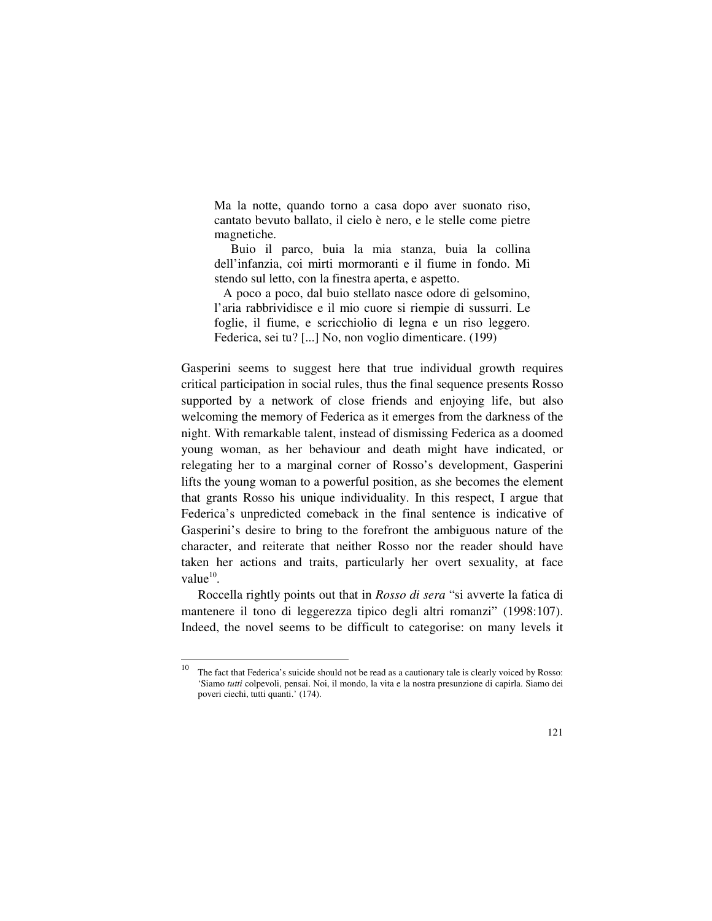> Ma la notte, quando torno a casa dopo aver suonato riso, cantato bevuto ballato, il cielo è nero, e le stelle come pietre magnetiche.
>
> Buio il parco, buia la mia stanza, buia la collina dell'infanzia, coi mirti mormoranti e il fiume in fondo. Mi stendo sul letto, con la finestra aperta, e aspetto.
>
> A poco a poco, dal buio stellato nasce odore di gelsomino, l'aria rabbrividisce e il mio cuore si riempie di sussurri. Le foglie, il fiume, e scricchiolio di legna e un riso leggero. Federica, sei tu? [...] No, non voglio dimenticare. (199)

Gasperini seems to suggest here that true individual growth requires critical participation in social rules, thus the final sequence presents Rosso supported by a network of close friends and enjoying life, but also welcoming the memory of Federica as it emerges from the darkness of the night. With remarkable talent, instead of dismissing Federica as a doomed young woman, as her behaviour and death might have indicated, or relegating her to a marginal corner of Rosso's development, Gasperini lifts the young woman to a powerful position, as she becomes the element that grants Rosso his unique individuality. In this respect, I argue that Federica's unpredicted comeback in the final sentence is indicative of Gasperini's desire to bring to the forefront the ambiguous nature of the character, and reiterate that neither Rosso nor the reader should have taken her actions and traits, particularly her overt sexuality, at face value[10].

Roccella rightly points out that in *Rosso di sera* "si avverte la fatica di mantenere il tono di leggerezza tipico degli altri romanzi" (1998:107). Indeed, the novel seems to be difficult to categorise: on many levels it

---

[10] The fact that Federica's suicide should not be read as a cautionary tale is clearly voiced by Rosso: 'Siamo *tutti* colpevoli, pensai. Noi, il mondo, la vita e la nostra presunzione di capirla. Siamo dei poveri ciechi, tutti quanti.' (174).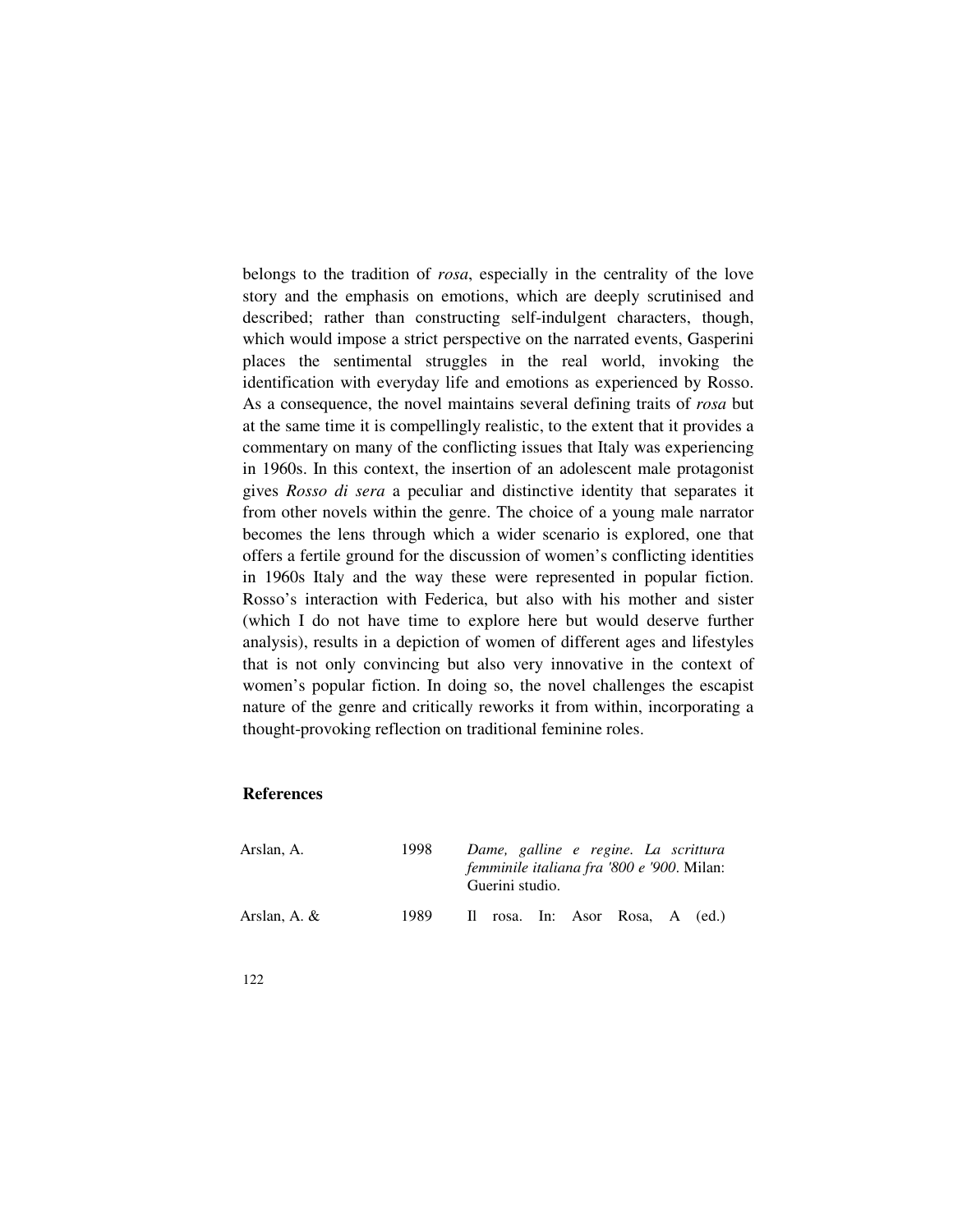belongs to the tradition of *rosa*, especially in the centrality of the love story and the emphasis on emotions, which are deeply scrutinised and described; rather than constructing self-indulgent characters, though, which would impose a strict perspective on the narrated events, Gasperini places the sentimental struggles in the real world, invoking the identification with everyday life and emotions as experienced by Rosso. As a consequence, the novel maintains several defining traits of *rosa* but at the same time it is compellingly realistic, to the extent that it provides a commentary on many of the conflicting issues that Italy was experiencing in 1960s. In this context, the insertion of an adolescent male protagonist gives *Rosso di sera* a peculiar and distinctive identity that separates it from other novels within the genre. The choice of a young male narrator becomes the lens through which a wider scenario is explored, one that offers a fertile ground for the discussion of women's conflicting identities in 1960s Italy and the way these were represented in popular fiction. Rosso's interaction with Federica, but also with his mother and sister (which I do not have time to explore here but would deserve further analysis), results in a depiction of women of different ages and lifestyles that is not only convincing but also very innovative in the context of women's popular fiction. In doing so, the novel challenges the escapist nature of the genre and critically reworks it from within, incorporating a thought-provoking reflection on traditional feminine roles.

## References

| | | |
|---|---|---|
| Arslan, A. | 1998 | *Dame, galline e regine. La scrittura femminile italiana fra '800 e '900*. Milan: Guerini studio. |
| Arslan, A. & | 1989 | Il rosa. In: Asor Rosa, A (ed.) |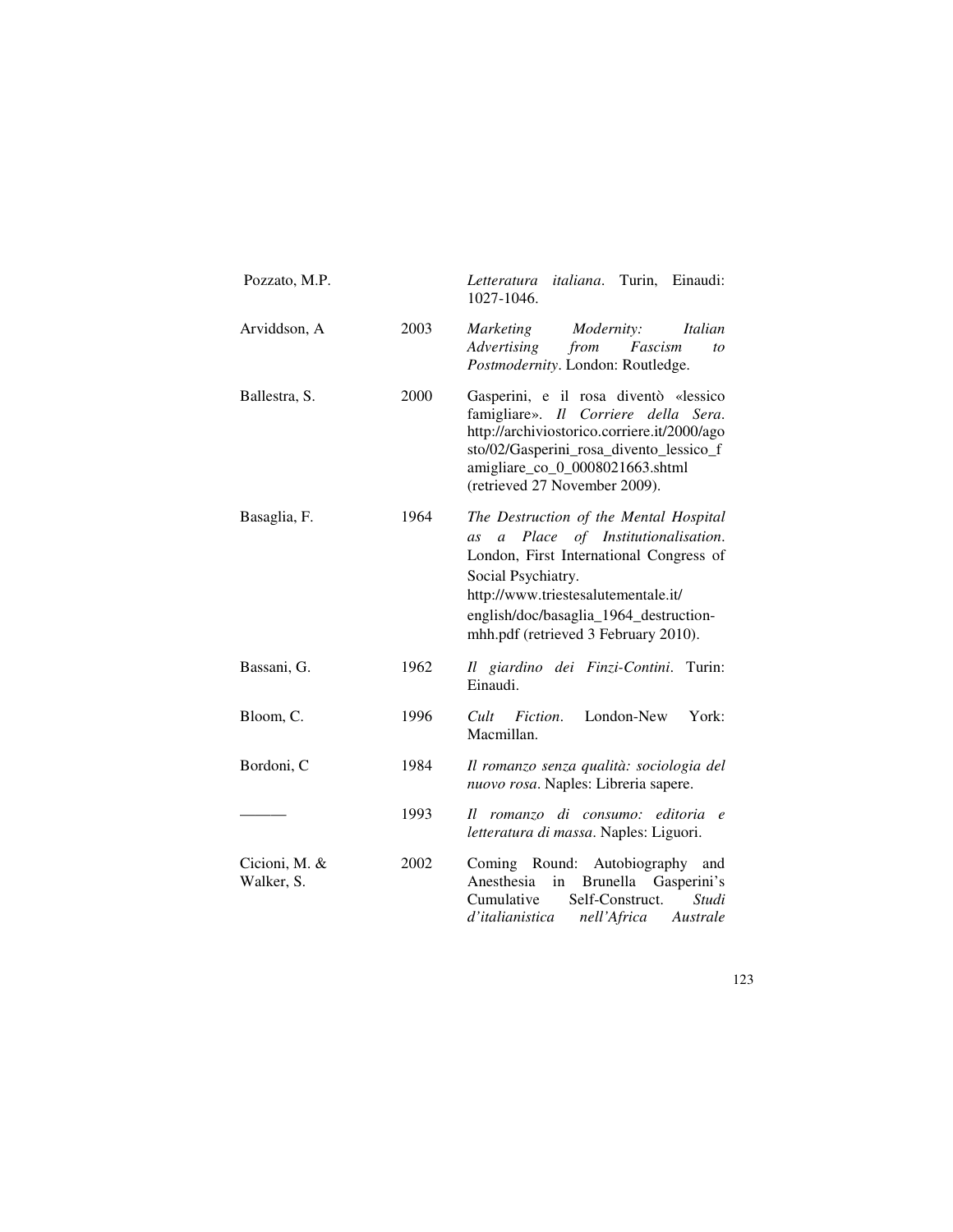Pozzato, M.P. *Letteratura italiana*. Turin, Einaudi: 1027-1046.

Arviddson, A 2003 *Marketing Modernity: Italian Advertising from Fascism to Postmodernity*. London: Routledge.

Ballestra, S. 2000 Gasperini, e il rosa diventò «lessico famigliare». *Il Corriere della Sera*. http://archiviostorico.corriere.it/2000/agosto/02/Gasperini_rosa_divento_lessico_famigliare_co_0_0008021663.shtml (retrieved 27 November 2009).

Basaglia, F. 1964 *The Destruction of the Mental Hospital as a Place of Institutionalisation*. London, First International Congress of Social Psychiatry. http://www.triestesalutementale.it/english/doc/basaglia_1964_destruction-mhh.pdf (retrieved 3 February 2010).

Bassani, G. 1962 *Il giardino dei Finzi-Contini*. Turin: Einaudi.

Bloom, C. 1996 *Cult Fiction*. London-New York: Macmillan.

Bordoni, C 1984 *Il romanzo senza qualità: sociologia del nuovo rosa*. Naples: Libreria sapere.

——— 1993 *Il romanzo di consumo: editoria e letteratura di massa*. Naples: Liguori.

Cicioni, M. & Walker, S. 2002 Coming Round: Autobiography and Anesthesia in Brunella Gasperini's Cumulative Self-Construct. *Studi d'italianistica nell'Africa Australe*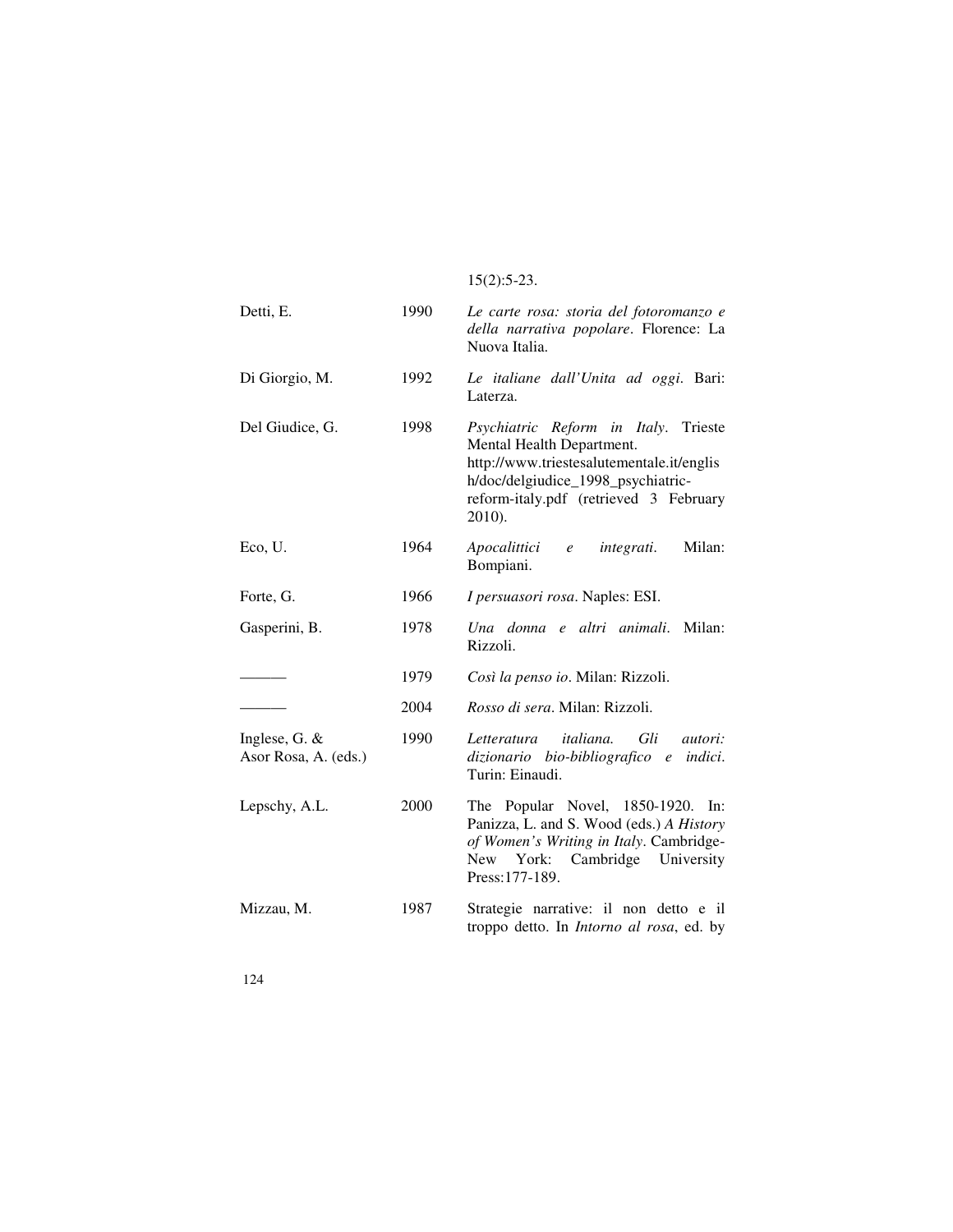15(2):5-23.

Detti, E. 1990 *Le carte rosa: storia del fotoromanzo e della narrativa popolare*. Florence: La Nuova Italia.

Di Giorgio, M. 1992 *Le italiane dall'Unita ad oggi*. Bari: Laterza.

Del Giudice, G. 1998 *Psychiatric Reform in Italy*. Trieste Mental Health Department. http://www.triestesalutementale.it/english/doc/delgiudice_1998_psychiatric-reform-italy.pdf (retrieved 3 February 2010).

Eco, U. 1964 *Apocalittici e integrati*. Milan: Bompiani.

Forte, G. 1966 *I persuasori rosa*. Naples: ESI.

Gasperini, B. 1978 *Una donna e altri animali*. Milan: Rizzoli.

——— 1979 *Così la penso io*. Milan: Rizzoli.

——— 2004 *Rosso di sera*. Milan: Rizzoli.

Inglese, G. & Asor Rosa, A. (eds.) 1990 *Letteratura italiana. Gli autori: dizionario bio-bibliografico e indici*. Turin: Einaudi.

Lepschy, A.L. 2000 The Popular Novel, 1850-1920. In: Panizza, L. and S. Wood (eds.) *A History of Women's Writing in Italy*. Cambridge-New York: Cambridge University Press:177-189.

Mizzau, M. 1987 Strategie narrative: il non detto e il troppo detto. In *Intorno al rosa*, ed. by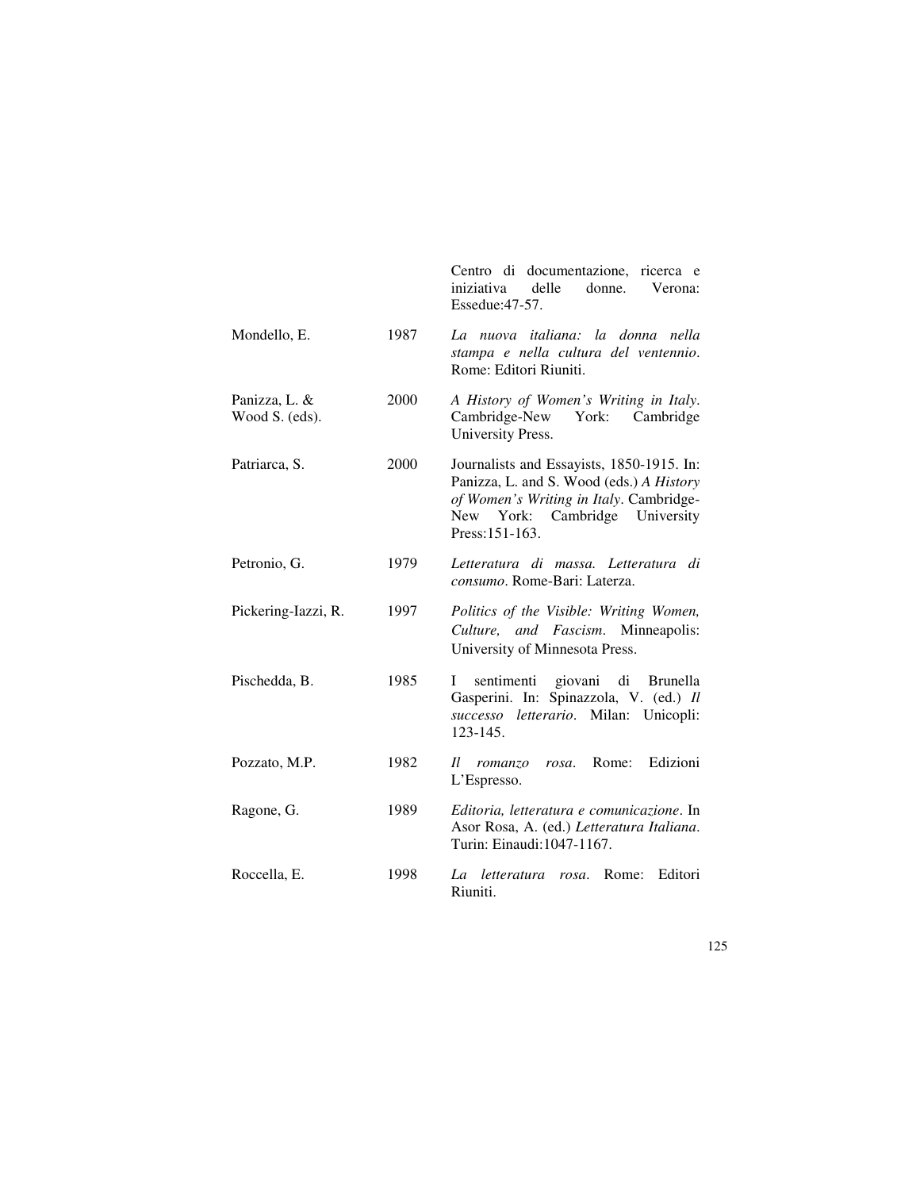Centro di documentazione, ricerca e iniziativa delle donne. Verona: Essedue:47-57.

Mondello, E. 1987 *La nuova italiana: la donna nella stampa e nella cultura del ventennio*. Rome: Editori Riuniti.

Panizza, L. & Wood S. (eds). 2000 *A History of Women's Writing in Italy*. Cambridge-New York: Cambridge University Press.

Patriarca, S. 2000 Journalists and Essayists, 1850-1915. In: Panizza, L. and S. Wood (eds.) *A History of Women's Writing in Italy*. Cambridge-New York: Cambridge University Press:151-163.

Petronio, G. 1979 *Letteratura di massa. Letteratura di consumo*. Rome-Bari: Laterza.

Pickering-Iazzi, R. 1997 *Politics of the Visible: Writing Women, Culture, and Fascism*. Minneapolis: University of Minnesota Press.

Pischedda, B. 1985 I sentimenti giovani di Brunella Gasperini. In: Spinazzola, V. (ed.) *Il successo letterario*. Milan: Unicopli: 123-145.

Pozzato, M.P. 1982 *Il romanzo rosa*. Rome: Edizioni L'Espresso.

Ragone, G. 1989 *Editoria, letteratura e comunicazione*. In Asor Rosa, A. (ed.) *Letteratura Italiana*. Turin: Einaudi:1047-1167.

Roccella, E. 1998 *La letteratura rosa*. Rome: Editori Riuniti.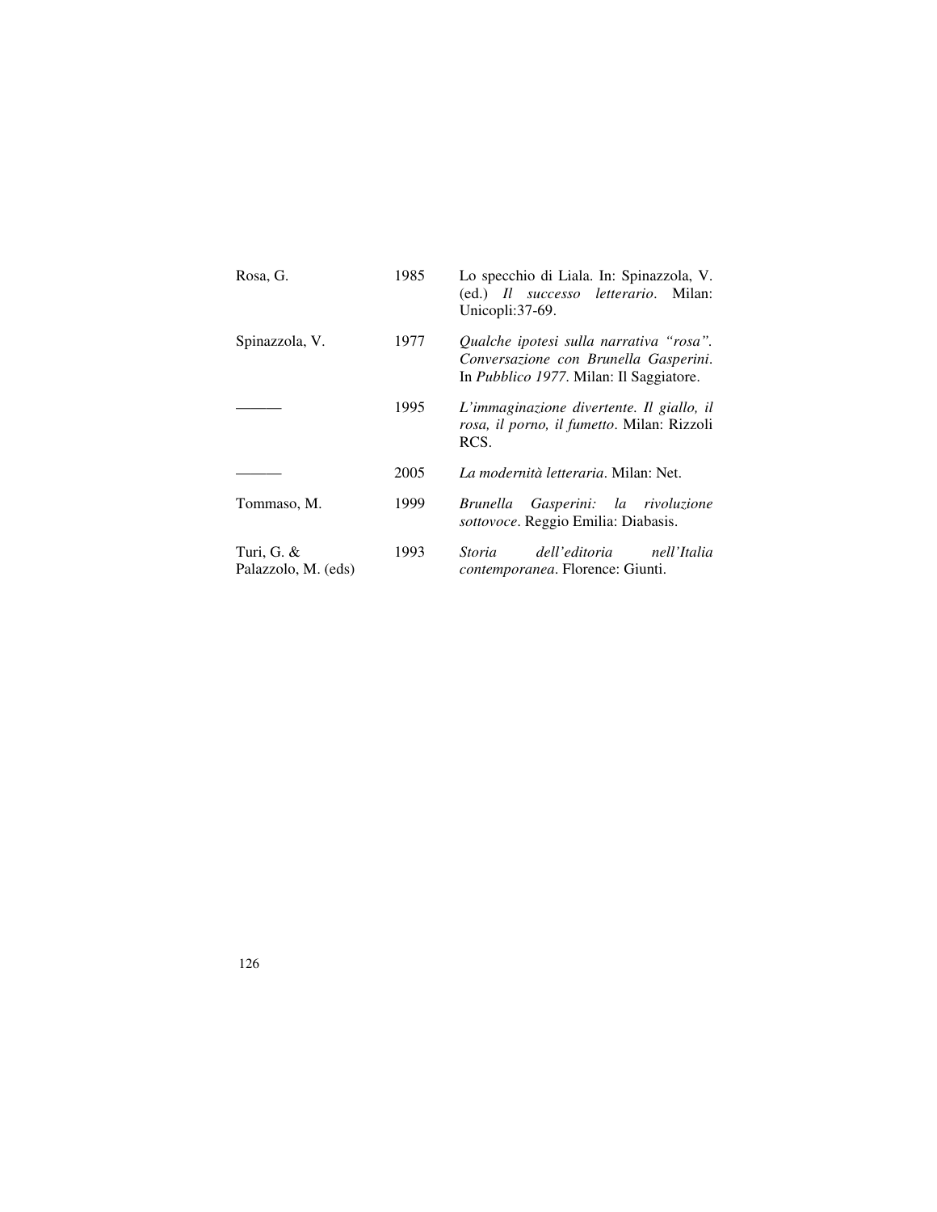| | | |
|---|---|---|
| Rosa, G. | 1985 | Lo specchio di Liala. In: Spinazzola, V. (ed.) *Il successo letterario*. Milan: Unicopli:37-69. |
| Spinazzola, V. | 1977 | *Qualche ipotesi sulla narrativa "rosa". Conversazione con Brunella Gasperini*. In *Pubblico 1977*. Milan: Il Saggiatore. |
| ——— | 1995 | *L'immaginazione divertente. Il giallo, il rosa, il porno, il fumetto*. Milan: Rizzoli RCS. |
| ——— | 2005 | *La modernità letteraria*. Milan: Net. |
| Tommaso, M. | 1999 | *Brunella Gasperini: la rivoluzione sottovoce*. Reggio Emilia: Diabasis. |
| Turi, G. & Palazzolo, M. (eds) | 1993 | *Storia dell'editoria nell'Italia contemporanea*. Florence: Giunti. |